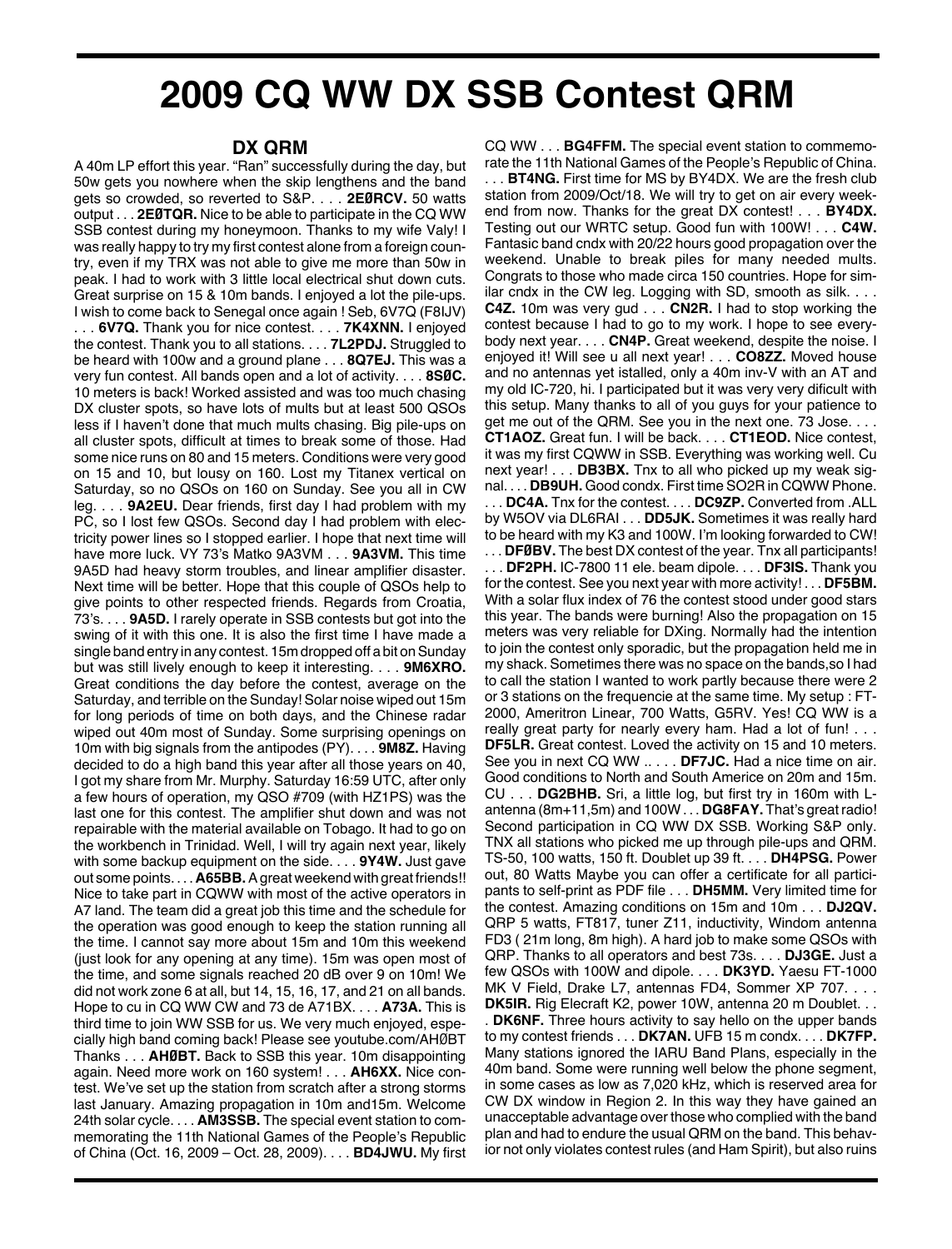# 2009 CQ WW DX SSB Contest QRM

## DX QRM

A 40m LP effort this year. "Ran" successfully during the day, but 50w gets you nowhere when the skip lengthens and the band gets so crowded, so reverted to S&P. . . . **2EØRCV.** 50 watts output . . . **2EØTQR.** Nice to be able to participate in the CQ WW SSB contest during my honeymoon. Thanks to my wife Valy! I was really happy to try my first contest alone from a foreign country, even if my TRX was not able to give me more than 50w in peak. I had to work with 3 little local electrical shut down cuts. Great surprise on 15 & 10m bands. I enjoyed a lot the pile-ups. I wish to come back to Senegal once again ! Seb, 6V7Q (F8IJV) . . . **6V7Q.** Thank you for nice contest. . . . **7K4XNN.** I enjoyed the contest. Thank you to all stations. . . . **7L2PDJ.** Struggled to be heard with 100w and a ground plane . . . **8Q7EJ.** This was a very fun contest. All bands open and a lot of activity. . . . **8SØC.** 10 meters is back! Worked assisted and was too much chasing DX cluster spots, so have lots of mults but at least 500 QSOs less if I haven't done that much mults chasing. Big pile-ups on all cluster spots, difficult at times to break some of those. Had some nice runs on 80 and 15 meters. Conditions were very good on 15 and 10, but lousy on 160. Lost my Titanex vertical on Saturday, so no QSOs on 160 on Sunday. See you all in CW leg. . . . **9A2EU.** Dear friends, first day I had problem with my PC, so I lost few QSOs. Second day I had problem with electricity power lines so I stopped earlier. I hope that next time will have more luck. VY 73's Matko 9A3VM . . . **9A3VM.** This time 9A5D had heavy storm troubles, and linear amplifier disaster. Next time will be better. Hope that this couple of QSOs help to give points to other respected friends. Regards from Croatia, 73's. . . . **9A5D.** I rarely operate in SSB contests but got into the swing of it with this one. It is also the first time I have made a single band entry in any contest. 15m dropped off a bit on Sunday but was still lively enough to keep it interesting. . . . **9M6XRO.** Great conditions the day before the contest, average on the Saturday, and terrible on the Sunday! Solar noise wiped out 15m for long periods of time on both days, and the Chinese radar wiped out 40m most of Sunday. Some surprising openings on 10m with big signals from the antipodes (PY). . . . **9M8Z.** Having decided to do a high band this year after all those years on 40, I got my share from Mr. Murphy. Saturday 16:59 UTC, after only a few hours of operation, my QSO #709 (with HZ1PS) was the last one for this contest. The amplifier shut down and was not repairable with the material available on Tobago. It had to go on the workbench in Trinidad. Well, I will try again next year, likely with some backup equipment on the side. . . . **9Y4W.** Just gave out some points. . . . **A65BB.** A great weekend with great friends!! Nice to take part in CQWW with most of the active operators in A7 land. The team did a great job this time and the schedule for the operation was good enough to keep the station running all the time. I cannot say more about 15m and 10m this weekend (just look for any opening at any time). 15m was open most of the time, and some signals reached 20 dB over 9 on 10m! We did not work zone 6 at all, but 14, 15, 16, 17, and 21 on all bands. Hope to cu in CQ WW CW and 73 de A71BX. . . . **A73A.** This is third time to join WW SSB for us. We very much enjoyed, especially high band coming back! Please see youtube.com/AHØBT Thanks . . . **AHØBT.** Back to SSB this year. 10m disappointing again. Need more work on 160 system! . . . **AH6XX.** Nice contest. We've set up the station from scratch after a strong storms last January. Amazing propagation in 10m and15m. Welcome 24th solar cycle. . . . **AM3SSB.** The special event station to commemorating the 11th National Games of the People's Republic of China (Oct. 16, 2009 – Oct. 28, 2009). . . . **BD4JWU.** My first CQ WW . . . **BG4FFM.** The special event station to commemorate the 11th National Games of the People's Republic of China. . . . **BT4NG.** First time for MS by BY4DX. We are the fresh club station from 2009/Oct/18. We will try to get on air every weekend from now. Thanks for the great DX contest! . . . **BY4DX.** Testing out our WRTC setup. Good fun with 100W! . . . **C4W.** Fantasic band cndx with 20/22 hours good propagation over the weekend. Unable to break piles for many needed mults. Congrats to those who made circa 150 countries. Hope for similar cndx in the CW leg. Logging with SD, smooth as silk. . . . **C4Z.** 10m was very gud . . . **CN2R.** I had to stop working the contest because I had to go to my work. I hope to see everybody next year. . . . **CN4P.** Great weekend, despite the noise. I enjoyed it! Will see u all next year! . . . **CO8ZZ.** Moved house and no antennas yet istalled, only a 40m inv-V with an AT and my old IC-720, hi. I participated but it was very very dificult with this setup. Many thanks to all of you guys for your patience to get me out of the QRM. See you in the next one. 73 Jose. . . . **CT1AOZ.** Great fun. I will be back. . . . **CT1EOD.** Nice contest, it was my first CQWW in SSB. Everything was working well. Cu next year! . . . **DB3BX.** Tnx to all who picked up my weak signal. . . . **DB9UH.** Good condx. First time SO2R in CQWW Phone. . . . **DC4A.** Tnx for the contest. . . . **DC9ZP.** Converted from .ALL by W5OV via DL6RAI . . . **DD5JK.** Sometimes it was really hard to be heard with my K3 and 100W. I'm looking forwarded to CW! . . . **DFØBV.** The best DX contest of the year. Tnx all participants! . . . **DF2PH.** IC-7800 11 ele. beam dipole. . . . **DF3IS.** Thank you for the contest. See you next year with more activity! . . . **DF5BM.** With a solar flux index of 76 the contest stood under good stars this year. The bands were burning! Also the propagation on 15 meters was very reliable for DXing. Normally had the intention to join the contest only sporadic, but the propagation held me in my shack. Sometimes there was no space on the bands,so I had to call the station I wanted to work partly because there were 2 or 3 stations on the frequencie at the same time. My setup : FT-2000, Ameritron Linear, 700 Watts, G5RV. Yes! CQ WW is a really great party for nearly every ham. Had a lot of fun! . . . **DF5LR.** Great contest. Loved the activity on 15 and 10 meters. See you in next CQ WW .. . . . **DF7JC.** Had a nice time on air. Good conditions to North and South America on 20m and 15m. CU . . . **DG2BHB.** Sri, a little log, but first try in 160m with L-antenna (8m+11,5m) and 100W . . . **DG8FAY.** That's great radio! Second participation in CQ WW DX SSB. Working S&P only. TNX all stations who picked me up through pile-ups and QRM. TS-50, 100 watts, 150 ft. Doublet up 39 ft. . . . **DH4PSG.** Power out, 80 Watts Maybe you can offer a certificate for all participants to self-print as PDF file . . . **DH5MM.** Very limited time for the contest. Amazing conditions on 15m and 10m . . . **DJ2QV.** QRP 5 watts, FT817, tuner Z11, inductivity, Windom antenna FD3 ( 21m long, 8m high). A hard job to make some QSOs with QRP. Thanks to all operators and best 73s. . . . **DJ3GE.** Just a few QSOs with 100W and dipole. . . . **DK3YD.** Yaesu FT-1000 MK V Field, Drake L7, antennas FD4, Sommer XP 707. . . . **DK5IR.** Rig Elecraft K2, power 10W, antenna 20 m Doublet. . . . **DK6NF.** Three hours activity to say hello on the upper bands to my contest friends . . . **DK7AN.** UFB 15 m condx. . . . **DK7FP.** Many stations ignored the IARU Band Plans, especially in the 40m band. Some were running well below the phone segment, in some cases as low as 7,020 kHz, which is reserved area for CW DX window in Region 2. In this way they have gained an unacceptable advantage over those who complied with the band plan and had to endure the usual QRM on the band. This behavior not only violates contest rules (and Ham Spirit), but also ruins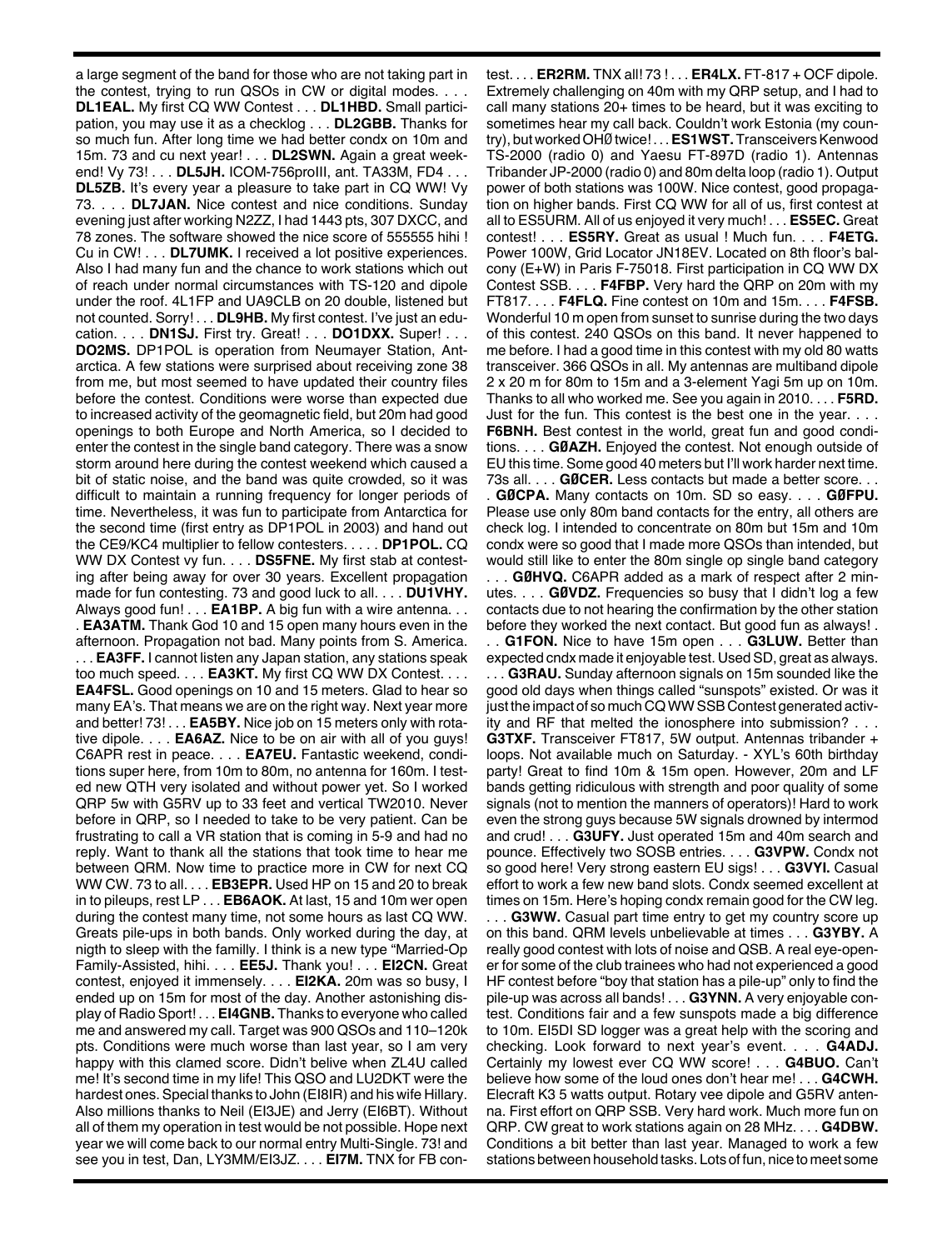a large segment of the band for those who are not taking part in the contest, trying to run QSOs in CW or digital modes. . . . **DL1EAL.** My first CQ WW Contest . . . **DL1HBD.** Small participation, you may use it as a checklog . . . **DL2GBB.** Thanks for so much fun. After long time we had better condx on 10m and 15m. 73 and cu next year! . . . **DL2SWN.** Again a great weekend! Vy 73! . . . **DL5JH.** ICOM-756proIII, ant. TA33M, FD4 . . . **DL5ZB.** It's every year a pleasure to take part in CQ WW! Vy 73. . . . **DL7JAN.** Nice contest and nice conditions. Sunday evening just after working N2ZZ, I had 1443 pts, 307 DXCC, and 78 zones. The software showed the nice score of 555555 hihi ! Cu in CW! . . . **DL7UMK.** I received a lot positive experiences. Also I had many fun and the chance to work stations which out of reach under normal circumstances with TS-120 and dipole under the roof. 4L1FP and UA9CLB on 20 double, listened but not counted. Sorry! . . . **DL9HB.** My first contest. I've just an education. . . . **DN1SJ.** First try. Great! . . . **DO1DXX.** Super! . . . **DO2MS.** DP1POL is operation from Neumayer Station, Antarctica. A few stations were surprised about receiving zone 38 from me, but most seemed to have updated their country files before the contest. Conditions were worse than expected due to increased activity of the geomagnetic field, but 20m had good openings to both Europe and North America, so I decided to enter the contest in the single band category. There was a snow storm around here during the contest weekend which caused a bit of static noise, and the band was quite crowded, so it was difficult to maintain a running frequency for longer periods of time. Nevertheless, it was fun to participate from Antarctica for the second time (first entry as DP1POL in 2003) and hand out the CE9/KC4 multiplier to fellow contesters. . . . . **DP1POL.** CQ WW DX Contest vy fun. . . . **DS5FNE.** My first stab at contesting after being away for over 30 years. Excellent propagation made for fun contesting. 73 and good luck to all. . . . **DU1VHY.** Always good fun! . . . **EA1BP.** A big fun with a wire antenna. . . . **EA3ATM.** Thank God 10 and 15 open many hours even in the afternoon. Propagation not bad. Many points from S. America. . . . **EA3FF.** I cannot listen any Japan station, any stations speak too much speed. . . . **EA3KT.** My first CQ WW DX Contest. . . . **EA4FSL.** Good openings on 10 and 15 meters. Glad to hear so many EA's. That means we are on the right way. Next year more and better! 73! . . . **EA5BY.** Nice job on 15 meters only with rotative dipole. . . . **EA6AZ.** Nice to be on air with all of you guys! C6APR rest in peace. . . . **EA7EU.** Fantastic weekend, conditions super here, from 10m to 80m, no antenna for 160m. I tested new QTH very isolated and without power yet. So I worked QRP 5w with G5RV up to 33 feet and vertical TW2010. Never before in QRP, so I needed to take to be very patient. Can be frustrating to call a VR station that is coming in 5-9 and had no reply. Want to thank all the stations that took time to hear me between QRM. Now time to practice more in CW for next CQ WW CW. 73 to all. . . . **EB3EPR.** Used HP on 15 and 20 to break in to pileups, rest LP . . . **EB6AOK.** At last, 15 and 10m wer open during the contest many time, not some hours as last CQ WW. Greats pile-ups in both bands. Only worked during the day, at nigth to sleep with the familly. I think is a new type "Married-Op Family-Assisted, hihi. . . . **EE5J.** Thank you! . . . **EI2CN.** Great contest, enjoyed it immensely. . . . **EI2KA.** 20m was so busy, I ended up on 15m for most of the day. Another astonishing display of Radio Sport! . . . **EI4GNB.** Thanks to everyone who called me and answered my call. Target was 900 QSOs and 110–120k pts. Conditions were much worse than last year, so I am very happy with this clamed score. Didn't belive when ZL4U called me! It's second time in my life! This QSO and LU2DKT were the hardest ones. Special thanks to John (EI8IR) and his wife Hillary. Also millions thanks to Neil (EI3JE) and Jerry (EI6BT). Without all of them my operation in test would be not possible. Hope next year we will come back to our normal entry Multi-Single. 73! and see you in test, Dan, LY3MM/EI3JZ. . . . **EI7M.** TNX for FB contest. . . . **ER2RM.** TNX all! 73 ! . . . **ER4LX.** FT-817 + OCF dipole. Extremely challenging on 40m with my QRP setup, and I had to call many stations 20+ times to be heard, but it was exciting to sometimes hear my call back. Couldn't work Estonia (my country), but worked OHØ twice! . . . **ES1WST.** Transceivers Kenwood TS-2000 (radio 0) and Yaesu FT-897D (radio 1). Antennas Tribander JP-2000 (radio 0) and 80m delta loop (radio 1). Output power of both stations was 100W. Nice contest, good propagation on higher bands. First CQ WW for all of us, first contest at all to ES5URM. All of us enjoyed it very much! . . . **ES5EC.** Great contest! . . . **ES5RY.** Great as usual ! Much fun. . . . **F4ETG.** Power 100W, Grid Locator JN18EV. Located on 8th floor's balcony (E+W) in Paris F-75018. First participation in CQ WW DX Contest SSB. . . . **F4FBP.** Very hard the QRP on 20m with my FT817. . . . **F4FLQ.** Fine contest on 10m and 15m. . . . **F4FSB.** Wonderful 10 m open from sunset to sunrise during the two days of this contest. 240 QSOs on this band. It never happened to me before. I had a good time in this contest with my old 80 watts transceiver. 366 QSOs in all. My antennas are multiband dipole 2 x 20 m for 80m to 15m and a 3-element Yagi 5m up on 10m. Thanks to all who worked me. See you again in 2010. . . . **F5RD.** Just for the fun. This contest is the best one in the year. . . . **F6BNH.** Best contest in the world, great fun and good conditions. . . . **GØAZH.** Enjoyed the contest. Not enough outside of EU this time. Some good 40 meters but I'll work harder next time. 73s all. . . . **GØCER.** Less contacts but made a better score. . . . **GØCPA.** Many contacts on 10m. SD so easy. . . . **GØFPU.** Please use only 80m band contacts for the entry, all others are check log. I intended to concentrate on 80m but 15m and 10m condx were so good that I made more QSOs than intended, but would still like to enter the 80m single op single band category . . . **GØHVQ.** C6APR added as a mark of respect after 2 minutes. . . . **GØVDZ.** Frequencies so busy that I didn't log a few contacts due to not hearing the confirmation by the other station before they worked the next contact. But good fun as always! . . . **G1FON.** Nice to have 15m open . . . **G3LUW.** Better than expected cndx made it enjoyable test. Used SD, great as always. . . . **G3RAU.** Sunday afternoon signals on 15m sounded like the good old days when things called "sunspots" existed. Or was it just the impact of so much CQ WW SSB Contest generated activity and RF that melted the ionosphere into submission? . . . **G3TXF.** Transceiver FT817, 5W output. Antennas tribander + loops. Not available much on Saturday. - XYL's 60th birthday party! Great to find 10m & 15m open. However, 20m and LF bands getting ridiculous with strength and poor quality of some signals (not to mention the manners of operators)! Hard to work even the strong guys because 5W signals drowned by intermod and crud! . . . **G3UFY.** Just operated 15m and 40m search and pounce. Effectively two SOSB entries. . . . **G3VPW.** Condx not so good here! Very strong eastern EU sigs! . . . **G3VYI.** Casual effort to work a few new band slots. Condx seemed excellent at times on 15m. Here's hoping condx remain good for the CW leg. . . . **G3WW.** Casual part time entry to get my country score up on this band. QRM levels unbelievable at times . . . **G3YBY.** A really good contest with lots of noise and QSB. A real eye-opener for some of the club trainees who had not experienced a good HF contest before "boy that station has a pile-up" only to find the pile-up was across all bands! . . . **G3YNN.** A very enjoyable contest. Conditions fair and a few sunspots made a big difference to 10m. EI5DI SD logger was a great help with the scoring and checking. Look forward to next year's event. . . . **G4ADJ.** Certainly my lowest ever CQ WW score! . . . **G4BUO.** Can't believe how some of the loud ones don't hear me! . . . **G4CWH.** Elecraft K3 5 watts output. Rotary vee dipole and G5RV antenna. First effort on QRP SSB. Very hard work. Much more fun on QRP. CW great to work stations again on 28 MHz. . . . **G4DBW.** Conditions a bit better than last year. Managed to work a few stations between household tasks. Lots of fun, nice to meet some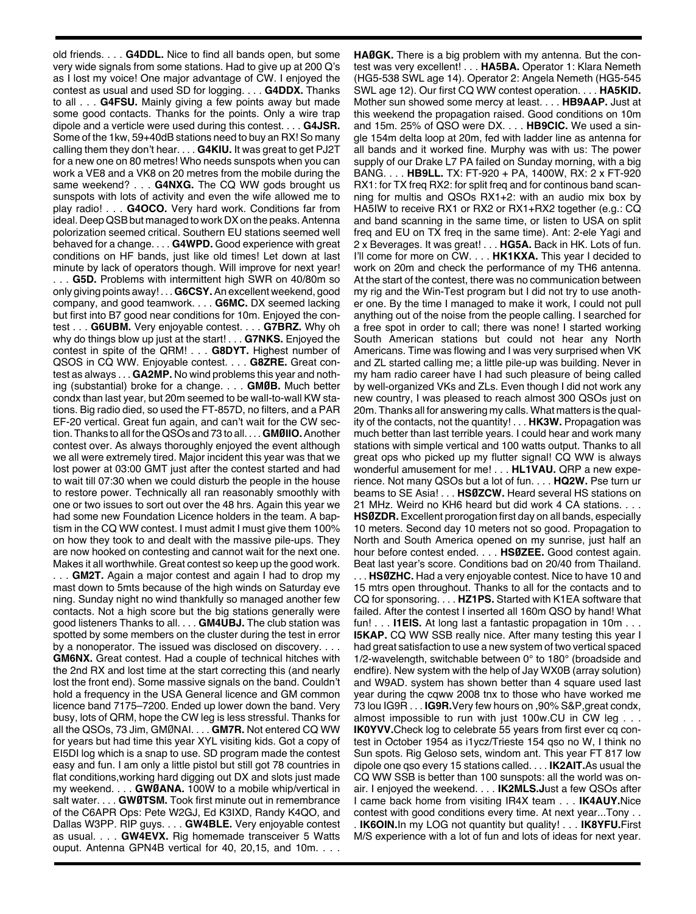old friends. . . . **G4DDL.** Nice to find all bands open, but some very wide signals from some stations. Had to give up at 200 Q's as I lost my voice! One major advantage of CW. I enjoyed the contest as usual and used SD for logging. . . . **G4DDX.** Thanks to all . . . **G4FSU.** Mainly giving a few points away but made some good contacts. Thanks for the points. Only a wire trap dipole and a verticle were used during this contest. . . . **G4JSR.** Some of the 1kw, 59+40dB stations need to buy an RX! So many calling them they don't hear. . . . **G4KIU.** It was great to get PJ2T for a new one on 80 metres! Who needs sunspots when you can work a VE8 and a VK8 on 20 metres from the mobile during the same weekend? . . . **G4NXG.** The CQ WW gods brought us sunspots with lots of activity and even the wife allowed me to play radio! . . . **G4OCO.** Very hard work. Conditions far from ideal. Deep QSB but managed to work DX on the peaks. Antenna polorization seemed critical. Southern EU stations seemed well behaved for a change. . . . **G4WPD.** Good experience with great conditions on HF bands, just like old times! Let down at last minute by lack of operators though. Will improve for next year! . . . **G5D.** Problems with intermittent high SWR on 40/80m so only giving points away! . . . **G6CSY.** An excellent weekend, good company, and good teamwork. . . . **G6MC.** DX seemed lacking but first into B7 good near conditions for 10m. Enjoyed the contest . . . **G6UBM.** Very enjoyable contest. . . . **G7BRZ.** Why oh why do things blow up just at the start! . . . **G7NKS.** Enjoyed the contest in spite of the QRM! . . . **G8DYT.** Highest number of QSOS in CQ WW. Enjoyable contest. . . . **G8ZRE.** Great contest as always . . . **GA2MP.** No wind problems this year and nothing (substantial) broke for a change. . . . **GMØB.** Much better condx than last year, but 20m seemed to be wall-to-wall KW stations. Big radio died, so used the FT-857D, no filters, and a PAR EF-20 vertical. Great fun again, and can't wait for the CW section. Thanks to all for the QSOs and 73 to all. . . . **GMØIIO.** Another contest over. As always thoroughly enjoyed the event although we all were extremely tired. Major incident this year was that we lost power at 03:00 GMT just after the contest started and had to wait till 07:30 when we could disturb the people in the house to restore power. Technically all ran reasonably smoothly with one or two issues to sort out over the 48 hrs. Again this year we had some new Foundation Licence holders in the team. A baptism in the CQ WW contest. I must admit I must give them 100% on how they took to and dealt with the massive pile-ups. They are now hooked on contesting and cannot wait for the next one. Makes it all worthwhile. Great contest so keep up the good work. . . . **GM2T.** Again a major contest and again I had to drop my mast down to 5mts because of the high winds on Saturday eve ning. Sunday night no wind thankfully so managed another few contacts. Not a high score but the big stations generally were good listeners Thanks to all. . . . **GM4UBJ.** The club station was spotted by some members on the cluster during the test in error by a nonoperator. The issued was disclosed on discovery. . . . **GM6NX.** Great contest. Had a couple of technical hitches with the 2nd RX and lost time at the start correcting this (and nearly lost the front end). Some massive signals on the band. Couldn't hold a frequency in the USA General licence and GM common licence band 7175–7200. Ended up lower down the band. Very busy, lots of QRM, hope the CW leg is less stressful. Thanks for all the QSOs, 73 Jim, GMØNAI. . . . **GM7R.** Not entered CQ WW for years but had time this year XYL visiting kids. Got a copy of EI5DI log which is a snap to use. SD program made the contest easy and fun. I am only a little pistol but still got 78 countries in flat conditions,working hard digging out DX and slots just made my weekend. . . . **GWØANA.** 100W to a mobile whip/vertical in salt water. . . . **GWØTSM.** Took first minute out in remembrance of the C6APR Ops: Pete W2GJ, Ed K3IXD, Randy K4QO, and Dallas W3PP. RIP guys. . . . **GW4BLE.** Very enjoyable contest as usual. . . . **GW4EVX.** Rig homemade transceiver 5 Watts ouput. Antenna GPN4B vertical for 40, 20,15, and 10m. . . . **HAØGK.** There is a big problem with my antenna. But the contest was very excellent! . . . **HA5BA.** Operator 1: Klara Nemeth (HG5-538 SWL age 14). Operator 2: Angela Nemeth (HG5-545 SWL age 12). Our first CQ WW contest operation. . . . **HA5KID.** Mother sun showed some mercy at least. . . . **HB9AAP.** Just at this weekend the propagation raised. Good conditions on 10m and 15m. 25% of QSO were DX. . . . **HB9CIC.** We used a single 154m delta loop at 20m, fed with ladder line as antenna for all bands and it worked fine. Murphy was with us: The power supply of our Drake L7 PA failed on Sunday morning, with a big BANG. . . . **HB9LL.** TX: FT-920 + PA, 1400W, RX: 2 x FT-920 RX1: for TX freq RX2: for split freq and for continous band scanning for multis and QSOs RX1+2: with an audio mix box by HA5IW to receive RX1 or RX2 or RX1+RX2 together (e.g.: CQ and band scanning in the same time, or listen to USA on split freq and EU on TX freq in the same time). Ant: 2-ele Yagi and 2 x Beverages. It was great! . . . **HG5A.** Back in HK. Lots of fun. I'll come for more on CW. . . . **HK1KXA.** This year I decided to work on 20m and check the performance of my TH6 antenna. At the start of the contest, there was no communication between my rig and the Win-Test program but I did not try to use another one. By the time I managed to make it work, I could not pull anything out of the noise from the people calling. I searched for a free spot in order to call; there was none! I started working South American stations but could not hear any North Americans. Time was flowing and I was very surprised when VK and ZL started calling me; a little pile-up was building. Never in my ham radio career have I had such pleasure of being called by well-organized VKs and ZLs. Even though I did not work any new country, I was pleased to reach almost 300 QSOs just on 20m. Thanks all for answering my calls. What matters is the quality of the contacts, not the quantity! . . . **HK3W.** Propagation was much better than last terrible years. I could hear and work many stations with simple vertical and 100 watts output. Thanks to all great ops who picked up my flutter signal! CQ WW is always wonderful amusement for me! . . . **HL1VAU.** QRP a new experience. Not many QSOs but a lot of fun. . . . **HQ2W.** Pse turn ur beams to SE Asia! . . . **HSØZCW.** Heard several HS stations on 21 MHz. Weird no KH6 heard but did work 4 CA stations. . . . **HSØZDR.** Excellent prorogation first day on all bands, especially 10 meters. Second day 10 meters not so good. Propagation to North and South America opened on my sunrise, just half an hour before contest ended. . . . **HSØZEE.** Good contest again. Beat last year's score. Conditions bad on 20/40 from Thailand. . . . **HSØZHC.** Had a very enjoyable contest. Nice to have 10 and 15 mtrs open throughout. Thanks to all for the contacts and to CQ for sponsoring. . . . **HZ1PS.** Started with K1EA software that failed. After the contest I inserted all 160m QSO by hand! What fun! . . . **I1EIS.** At long last a fantastic propagation in 10m . . . **I5KAP.** CQ WW SSB really nice. After many testing this year I had great satisfaction to use a new system of two vertical spaced 1/2-wavelength, switchable between 0° to 180° (broadside and endfire). New system with the help of Jay WX0B (array solution) and W9AD. system has shown better than 4 square used last year during the cqww 2008 tnx to those who have worked me 73 lou IG9R . . . **IG9R.**Very few hours on ,90% S&P,great condx, almost impossible to run with just 100w.CU in CW leg . . . **IK0YVV.**Check log to celebrate 55 years from first ever cq contest in October 1954 as i1ycz/Trieste 154 qso no W, I think no Sun spots. Rig Geloso sets, windom ant. This year FT 817 low dipole one qso every 15 stations called. . . . **IK2AIT.**As usual the CQ WW SSB is better than 100 sunspots: all the world was onair. I enjoyed the weekend. . . . **IK2MLS.**Just a few QSOs after I came back home from visiting IR4X team . . . **IK4AUY.**Nice contest with good conditions every time. At next year...Tony . . . **IK6OIN.**In my LOG not quantity but quality! . . . **IK8YFU.**First M/S experience with a lot of fun and lots of ideas for next year.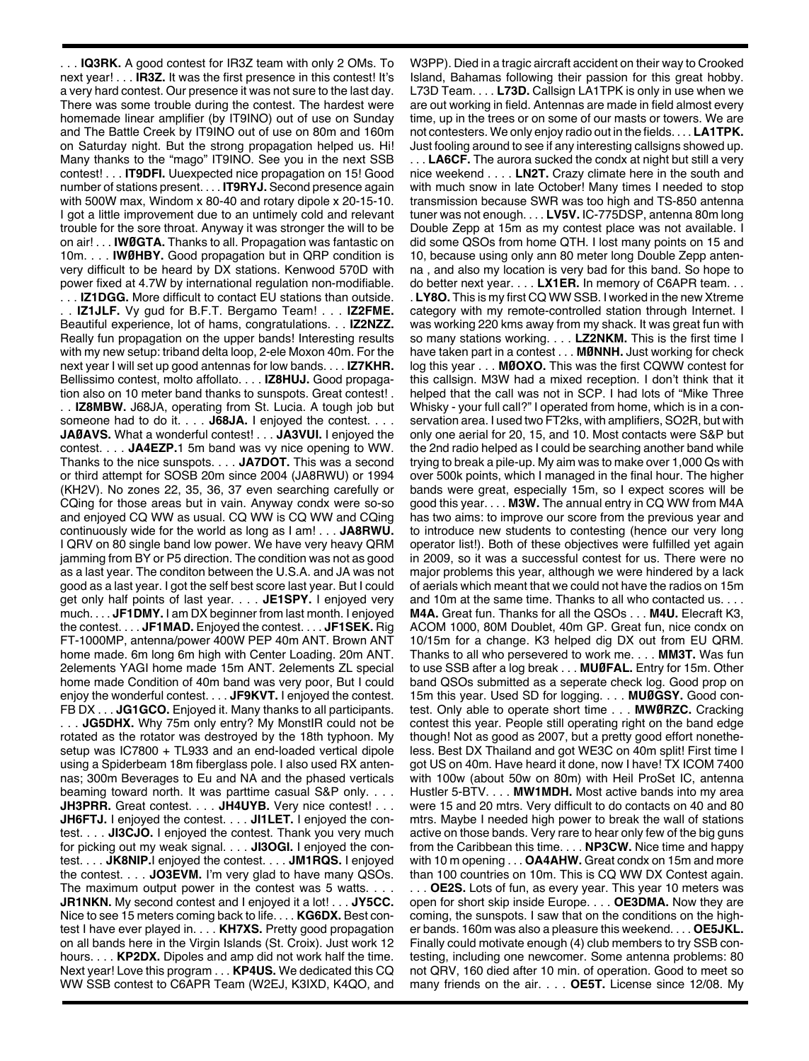. . . **IQ3RK.** A good contest for IR3Z team with only 2 OMs. To next year! . . . **IR3Z.** It was the first presence in this contest! It's a very hard contest. Our presence it was not sure to the last day. There was some trouble during the contest. The hardest were homemade linear amplifier (by IT9INO) out of use on Sunday and The Battle Creek by IT9INO out of use on 80m and 160m on Saturday night. But the strong propagation helped us. Hi! Many thanks to the "mago" IT9INO. See you in the next SSB contest! . . . **IT9DFI.** Uuexpected nice propagation on 15! Good number of stations present. . . . **IT9RYJ.** Second presence again with 500W max, Windom x 80-40 and rotary dipole x 20-15-10. I got a little improvement due to an untimely cold and relevant trouble for the sore throat. Anyway it was stronger the will to be on air! . . . **IWØGTA.** Thanks to all. Propagation was fantastic on 10m. . . . **IWØHBY.** Good propagation but in QRP condition is very difficult to be heard by DX stations. Kenwood 570D with power fixed at 4.7W by international regulation non-modifiable. . . . **IZ1DGG.** More difficult to contact EU stations than outside. . . **IZ1JLF.** Vy gud for B.F.T. Bergamo Team! . . . **IZ2FME.** Beautiful experience, lot of hams, congratulations. . . **IZ2NZZ.** Really fun propagation on the upper bands! Interesting results with my new setup: triband delta loop, 2-ele Moxon 40m. For the next year I will set up good antennas for low bands. . . . **IZ7KHR.** Bellissimo contest, molto affollato. . . . **IZ8HUJ.** Good propagation also on 10 meter band thanks to sunspots. Great contest! . . . **IZ8MBW.** J68JA, operating from St. Lucia. A tough job but someone had to do it. . . . **J68JA.** I enjoyed the contest. . . . **JAØAVS.** What a wonderful contest! . . . **JA3VUI.** I enjoyed the contest. . . . **JA4EZP.**1 5m band was vy nice opening to WW. Thanks to the nice sunspots. . . . **JA7DOT.** This was a second or third attempt for SOSB 20m since 2004 (JA8RWU) or 1994 (KH2V). No zones 22, 35, 36, 37 even searching carefully or CQing for those areas but in vain. Anyway condx were so-so and enjoyed CQ WW as usual. CQ WW is CQ WW and CQing continuously wide for the world as long as I am! . . . **JA8RWU.** I QRV on 80 single band low power. We have very heavy QRM jamming from BY or P5 direction. The condition was not as good as a last year. The conditon between the U.S.A. and JA was not good as a last year. I got the self best score last year. But I could get only half points of last year. . . . **JE1SPY.** I enjoyed very much. . . . **JF1DMY.** I am DX beginner from last month. I enjoyed the contest. . . . **JF1MAD.** Enjoyed the contest. . . . **JF1SEK.** Rig FT-1000MP, antenna/power 400W PEP 40m ANT. Brown ANT home made. 6m long 6m high with Center Loading. 20m ANT. 2elements YAGI home made 15m ANT. 2elements ZL special home made Condition of 40m band was very poor, But I could enjoy the wonderful contest. . . . **JF9KVT.** I enjoyed the contest. FB DX . . . **JG1GCO.** Enjoyed it. Many thanks to all participants. . . . **JG5DHX.** Why 75m only entry? My MonstIR could not be rotated as the rotator was destroyed by the 18th typhoon. My setup was IC7800 + TL933 and an end-loaded vertical dipole using a Spiderbeam 18m fiberglass pole. I also used RX antennas; 300m Beverages to Eu and NA and the phased verticals beaming toward north. It was parttime casual S&P only. . . . **JH3PRR.** Great contest. . . . **JH4UYB.** Very nice contest! . . . **JH6FTJ.** I enjoyed the contest. . . . **JI1LET.** I enjoyed the contest. . . . **JI3CJO.** I enjoyed the contest. Thank you very much for picking out my weak signal. . . . **JI3OGI.** I enjoyed the contest. . . . **JK8NIP.**I enjoyed the contest. . . . **JM1RQS.** I enjoyed the contest. . . . **JO3EVM.** I'm very glad to have many QSOs. The maximum output power in the contest was 5 watts. . . . **JR1NKN.** My second contest and I enjoyed it a lot! . . . **JY5CC.** Nice to see 15 meters coming back to life. . . . **KG6DX.** Best contest I have ever played in. . . . **KH7XS.** Pretty good propagation on all bands here in the Virgin Islands (St. Croix). Just work 12 hours. . . . **KP2DX.** Dipoles and amp did not work half the time. Next year! Love this program . . . **KP4US.** We dedicated this CQ WW SSB contest to C6APR Team (W2EJ, K3IXD, K4QO, and W3PP). Died in a tragic aircraft accident on their way to Crooked Island, Bahamas following their passion for this great hobby. L73D Team. . . . **L73D.** Callsign LA1TPK is only in use when we are out working in field. Antennas are made in field almost every time, up in the trees or on some of our masts or towers. We are not contesters. We only enjoy radio out in the fields. . . . **LA1TPK.** Just fooling around to see if any interesting callsigns showed up. . . . **LA6CF.** The aurora sucked the condx at night but still a very nice weekend . . . . **LN2T.** Crazy climate here in the south and with much snow in late October! Many times I needed to stop transmission because SWR was too high and TS-850 antenna tuner was not enough. . . . **LV5V.** IC-775DSP, antenna 80m long Double Zepp at 15m as my contest place was not available. I did some QSOs from home QTH. I lost many points on 15 and 10, because using only ann 80 meter long Double Zepp antenna , and also my location is very bad for this band. So hope to do better next year. . . . **LX1ER.** In memory of C6APR team. . . . **LY8O.** This is my first CQ WW SSB. I worked in the new Xtreme category with my remote-controlled station through Internet. I was working 220 kms away from my shack. It was great fun with so many stations working. . . . **LZ2NKM.** This is the first time I have taken part in a contest . . . **MØNNH.** Just working for check log this year . . . **MØOXO.** This was the first CQWW contest for this callsign. M3W had a mixed reception. I don't think that it helped that the call was not in SCP. I had lots of "Mike Three Whisky - your full call?" I operated from home, which is in a conservation area. I used two FT2ks, with amplifiers, SO2R, but with only one aerial for 20, 15, and 10. Most contacts were S&P but the 2nd radio helped as I could be searching another band while trying to break a pile-up. My aim was to make over 1,000 Qs with over 500k points, which I managed in the final hour. The higher bands were great, especially 15m, so I expect scores will be good this year. . . . **M3W.** The annual entry in CQ WW from M4A has two aims: to improve our score from the previous year and to introduce new students to contesting (hence our very long operator list!). Both of these objectives were fulfilled yet again in 2009, so it was a successful contest for us. There were no major problems this year, although we were hindered by a lack of aerials which meant that we could not have the radios on 15m and 10m at the same time. Thanks to all who contacted us. . . . **M4A.** Great fun. Thanks for all the QSOs . . . **M4U.** Elecraft K3, ACOM 1000, 80M Doublet, 40m GP. Great fun, nice condx on 10/15m for a change. K3 helped dig DX out from EU QRM. Thanks to all who persevered to work me. . . . **MM3T.** Was fun to use SSB after a log break . . . **MUØFAL.** Entry for 15m. Other band QSOs submitted as a seperate check log. Good prop on 15m this year. Used SD for logging. . . . **MUØGSY.** Good contest. Only able to operate short time . . . **MWØRZC.** Cracking contest this year. People still operating right on the band edge though! Not as good as 2007, but a pretty good effort nonetheless. Best DX Thailand and got WE3C on 40m split! First time I got US on 40m. Have heard it done, now I have! TX ICOM 7400 with 100w (about 50w on 80m) with Heil ProSet IC, antenna Hustler 5-BTV. . . . **MW1MDH.** Most active bands into my area were 15 and 20 mtrs. Very difficult to do contacts on 40 and 80 mtrs. Maybe I needed high power to break the wall of stations active on those bands. Very rare to hear only few of the big guns from the Caribbean this time. . . . **NP3CW.** Nice time and happy with 10 m opening . . . **OA4AHW.** Great condx on 15m and more than 100 countries on 10m. This is CQ WW DX Contest again. . . . **OE2S.** Lots of fun, as every year. This year 10 meters was open for short skip inside Europe. . . . **OE3DMA.** Now they are coming, the sunspots. I saw that on the conditions on the higher bands. 160m was also a pleasure this weekend. . . . **OE5JKL.** Finally could motivate enough (4) club members to try SSB contesting, including one newcomer. Some antenna problems: 80 not QRV, 160 died after 10 min. of operation. Good to meet so many friends on the air. . . . **OE5T.** License since 12/08. My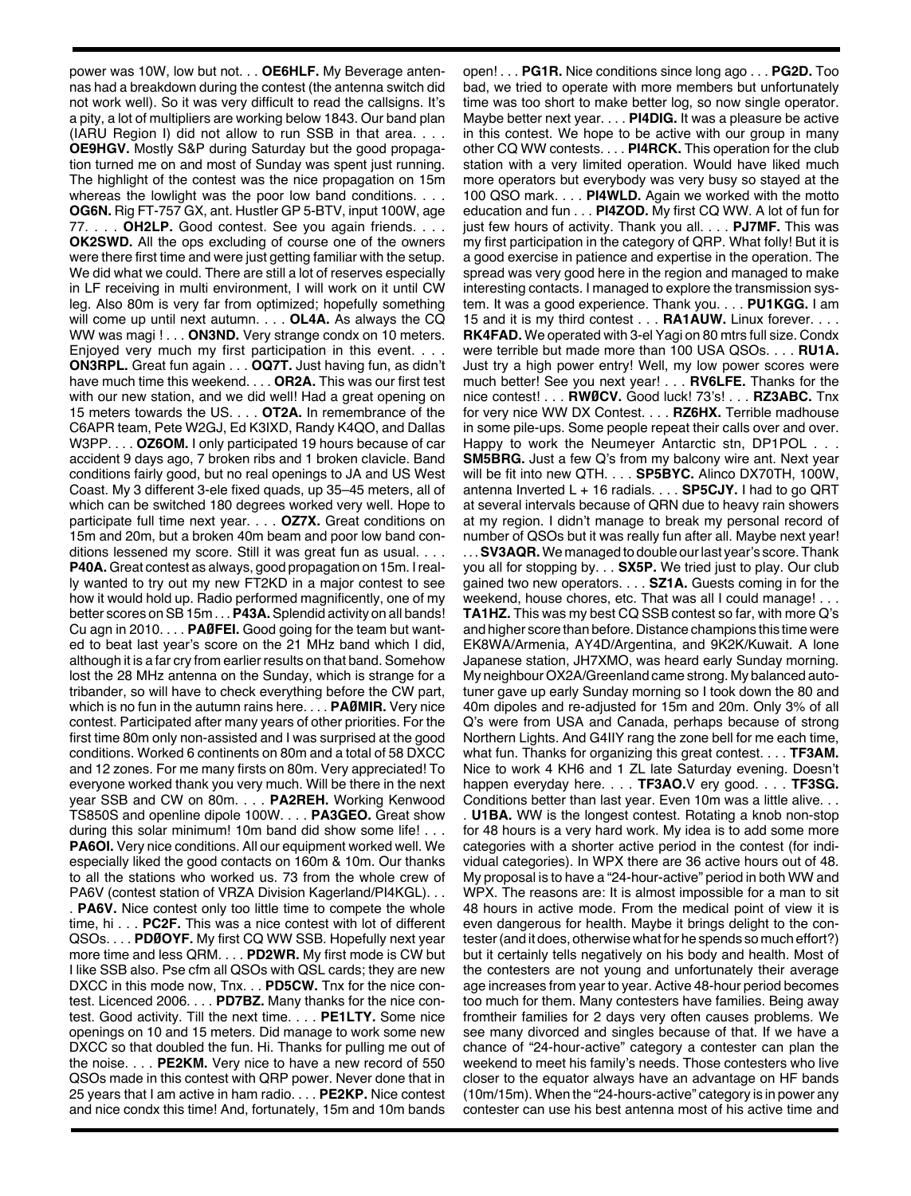power was 10W, low but not. . . **OE6HLF.** My Beverage antennas had a breakdown during the contest (the antenna switch did not work well). So it was very difficult to read the callsigns. It's a pity, a lot of multipliers are working below 1843. Our band plan (IARU Region I) did not allow to run SSB in that area. . . . **OE9HGV.** Mostly S&P during Saturday but the good propagation turned me on and most of Sunday was spent just running. The highlight of the contest was the nice propagation on 15m whereas the lowlight was the poor low band conditions. . . . **OG6N.** Rig FT-757 GX, ant. Hustler GP 5-BTV, input 100W, age 77. . . . **OH2LP.** Good contest. See you again friends. . . . **OK2SWD.** All the ops excluding of course one of the owners were there first time and were just getting familiar with the setup. We did what we could. There are still a lot of reserves especially in LF receiving in multi environment, I will work on it until CW leg. Also 80m is very far from optimized; hopefully something will come up until next autumn. . . . **OL4A.** As always the CQ WW was magi ! . . . **ON3ND.** Very strange condx on 10 meters. Enjoyed very much my first participation in this event. . . . **ON3RPL.** Great fun again . . . **OQ7T.** Just having fun, as didn't have much time this weekend. . . . **OR2A.** This was our first test with our new station, and we did well! Had a great opening on 15 meters towards the US. . . . **OT2A.** In remembrance of the C6APR team, Pete W2GJ, Ed K3IXD, Randy K4QO, and Dallas W3PP. . . . **OZ6OM.** I only participated 19 hours because of car accident 9 days ago, 7 broken ribs and 1 broken clavicle. Band conditions fairly good, but no real openings to JA and US West Coast. My 3 different 3-el fixed quads, up 35–45 meters, all of which can be switched 180 degrees worked very well. Hope to participate full time next year. . . . **OZ7X.** Great conditions on 15m and 20m, but a broken 40m beam and poor low band conditions lessened my score. Still it was great fun as usual. . . . **P40A.** Great contest as always, good propagation on 15m. I really wanted to try out my new FT2KD in a major contest to see how it would hold up. Radio performed magnificently, one of my better scores on SB 15m . . . **P43A.** Splendid activity on all bands! Cu agn in 2010. . . . **PAØFEI.** Good going for the team but wanted to beat last year's score on the 21 MHz band which I did, although it is a far cry from earlier results on that band. Somehow lost the 28 MHz antenna on the Sunday, which is strange for a tribander, so will have to check everything before the CW part, which is no fun in the autumn rains here. . . . **PAØMIR.** Very nice contest. Participated after many years of other priorities. For the first time 80m only non-assisted and I was surprised at the good conditions. Worked 6 continents on 80m and a total of 58 DXCC and 12 zones. For me many firsts on 80m. Very appreciated! To everyone worked thank you very much. Will be there in the next year SSB and CW on 80m. . . . **PA2REH.** Working Kenwood TS850S and openline dipole 100W. . . . **PA3GEO.** Great show during this solar minimum! 10m band did show some life! . . . **PA6OI.** Very nice conditions. All our equipment worked well. We especially liked the good contacts on 160m & 10m. Our thanks to all the stations who worked us. 73 from the whole crew of PA6V (contest station of VRZA Division Kagerland/PI4KGL). . . . **PA6V.** Nice contest only too little time to compete the whole time, hi . . . **PC2F.** This was a nice contest with lot of different QSOs. . . . **PDØOYF.** My first CQ WW SSB. Hopefully next year more time and less QRM. . . . **PD2WR.** My first mode is CW but I like SSB also. Pse cfm all QSOs with QSL cards; they are new DXCC in this mode now, Tnx. . . **PD5CW.** Tnx for the nice contest. Licenced 2006. . . . **PD7BZ.** Many thanks for the nice contest. Good activity. Till the next time. . . . **PE1LTY.** Some nice openings on 10 and 15 meters. Did manage to work some new DXCC so that doubled the fun. Hi. Thanks for pulling me out of the noise. . . . **PE2KM.** Very nice to have a new record of 550 QSOs made in this contest with QRP power. Never done that in 25 years that I am active in ham radio. . . . **PE2KP.** Nice contest and nice condx this time! And, fortunately, 15m and 10m bands open! . . . **PG1R.** Nice conditions since long ago . . . **PG2D.** Too bad, we tried to operate with more members but unfortunately time was too short to make better log, so now single operator. Maybe better next year. . . . **PI4DIG.** It was a pleasure be active in this contest. We hope to be active with our group in many other CQ WW contests. . . . **PI4RCK.** This operation for the club station with a very limited operation. Would have liked much more operators but everybody was very busy so stayed at the 100 QSO mark. . . . **PI4WLD.** Again we worked with the motto education and fun . . . **PI4ZOD.** My first CQ WW. A lot of fun for just few hours of activity. Thank you all. . . . **PJ7MF.** This was my first participation in the category of QRP. What folly! But it is a good exercise in patience and expertise in the operation. The spread was very good here in the region and managed to make interesting contacts. I managed to explore the transmission system. It was a good experience. Thank you. . . . **PU1KGG.** I am 15 and it is my third contest . . . **RA1AUW.** Linux forever. . . . **RK4FAD.** We operated with 3-el Yagi on 80 mtrs full size. Condx were terrible but made more than 100 USA QSOs. . . . **RU1A.** Just try a high power entry! Well, my low power scores were much better! See you next year! . . . **RV6LFE.** Thanks for the nice contest! . . . **RWØCV.** Good luck! 73's! . . . **RZ3ABC.** Tnx for very nice WW DX Contest. . . . **RZ6HX.** Terrible madhouse in some pile-ups. Some people repeat their calls over and over. Happy to work the Neumeyer Antarctic stn, DP1POL . . . **SM5BRG.** Just a few Q's from my balcony wire ant. Next year will be fit into new QTH. . . . **SP5BYC.** Alinco DX70TH, 100W, antenna Inverted L + 16 radials. . . . **SP5CJY.** I had to go QRT at several intervals because of QRN due to heavy rain showers at my region. I didn't manage to break my personal record of number of QSOs but it was really fun after all. Maybe next year! . . . **SV3AQR.** We managed to double our last year's score. Thank you all for stopping by. . . **SX5P.** We tried just to play. Our club gained two new operators. . . . **SZ1A.** Guests coming in for the weekend, house chores, etc. That was all I could manage! . . . **TA1HZ.** This was my best CQ SSB contest so far, with more Q's and higher score than before. Distance champions this time were EK8WA/Armenia, AY4D/Argentina, and 9K2K/Kuwait. A lone Japanese station, JH7XMO, was heard early Sunday morning. My neighbour OX2A/Greenland came strong. My balanced autotuner gave up early Sunday morning so I took down the 80 and 40m dipoles and re-adjusted for 15m and 20m. Only 3% of all Q's were from USA and Canada, perhaps because of strong Northern Lights. And G4IIY rang the zone bell for me each time, what fun. Thanks for organizing this great contest. . . . **TF3AM.** Nice to work 4 KH6 and 1 ZL late Saturday evening. Doesn't happen everyday here. . . . **TF3AO.**V ery good. . . . **TF3SG.** Conditions better than last year. Even 10m was a little alive. . . . **U1BA.** WW is the longest contest. Rotating a knob non-stop for 48 hours is a very hard work. My idea is to add some more categories with a shorter active period in the contest (for individual categories). In WPX there are 36 active hours out of 48. My proposal is to have a "24-hour-active" period in both WW and WPX. The reasons are: It is almost impossible for a man to sit 48 hours in active mode. From the medical point of view it is even dangerous for health. Maybe it brings delight to the contester (and it does, otherwise what for he spends so much effort?) but it certainly tells negatively on his body and health. Most of the contesters are not young and unfortunately their average age increases from year to year. Active 48-hour period becomes too much for them. Many contesters have families. Being away fromtheir families for 2 days very often causes problems. We see many divorced and singles because of that. If we have a chance of "24-hour-active" category a contester can plan the weekend to meet his family's needs. Those contesters who live closer to the equator always have an advantage on HF bands (10m/15m). When the "24-hours-active" category is in power any contester can use his best antenna most of his active time and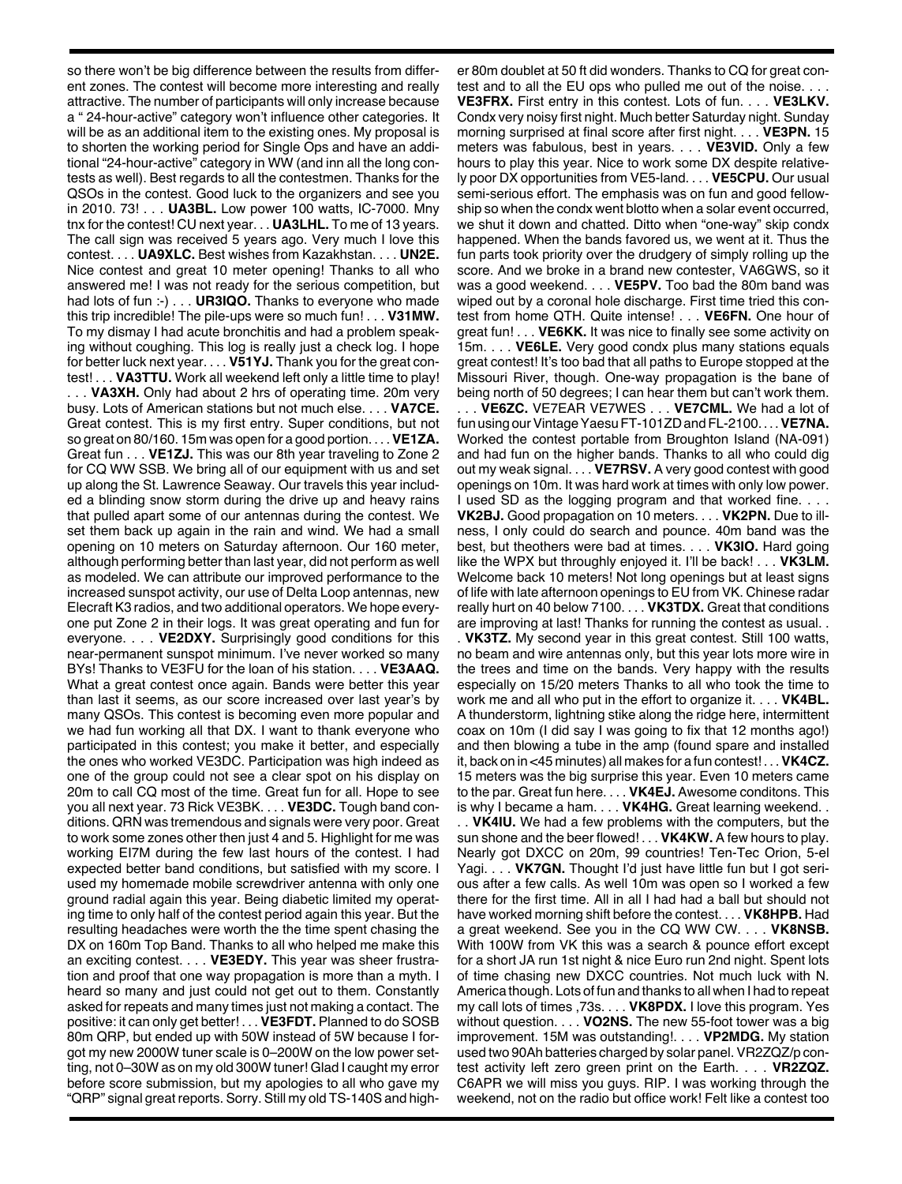so there won't be big difference between the results from different zones. The contest will become more interesting and really attractive. The number of participants will only increase because a " 24-hour-active" category won't influence other categories. It will be as an additional item to the existing ones. My proposal is to shorten the working period for Single Ops and have an additional "24-hour-active" category in WW (and inn all the long contests as well). Best regards to all the contestmen. Thanks for the QSOs in the contest. Good luck to the organizers and see you in 2010. 73! . . . **UA3BL.** Low power 100 watts, IC-7000. Mny tnx for the contest! CU next year. . . **UA3LHL.** To me of 13 years. The call sign was received 5 years ago. Very much I love this contest. . . . **UA9XLC.** Best wishes from Kazakhstan. . . . **UN2E.** Nice contest and great 10 meter opening! Thanks to all who answered me! I was not ready for the serious competition, but had lots of fun :-) . . . **UR3IQO.** Thanks to everyone who made this trip incredible! The pile-ups were so much fun! . . . **V31MW.** To my dismay I had acute bronchitis and had a problem speaking without coughing. This log is really just a check log. I hope for better luck next year. . . . **V51YJ.** Thank you for the great contest! . . . **VA3TTU.** Work all weekend left only a little time to play! . . . **VA3XH.** Only had about 2 hrs of operating time. 20m very busy. Lots of American stations but not much else. . . . **VA7CE.** Great contest. This is my first entry. Super conditions, but not so great on 80/160. 15m was open for a good portion. . . . **VE1ZA.** Great fun . . . **VE1ZJ.** This was our 8th year traveling to Zone 2 for CQ WW SSB. We bring all of our equipment with us and set up along the St. Lawrence Seaway. Our travels this year included a blinding snow storm during the drive up and heavy rains that pulled apart some of our antennas during the contest. We set them back up again in the rain and wind. We had a small opening on 10 meters on Saturday afternoon. Our 160 meter, although performing better than last year, did not perform as well as modeled. We can attribute our improved performance to the increased sunspot activity, our use of Delta Loop antennas, new Elecraft K3 radios, and two additional operators. We hope everyone put Zone 2 in their logs. It was great operating and fun for everyone. . . . **VE2DXY.** Surprisingly good conditions for this near-permanent sunspot minimum. I've never worked so many BYs! Thanks to VE3FU for the loan of his station. . . . **VE3AAQ.** What a great contest once again. Bands were better this year than last it seems, as our score increased over last year's by many QSOs. This contest is becoming even more popular and we had fun working all that DX. I want to thank everyone who participated in this contest; you make it better, and especially the ones who worked VE3DC. Participation was high indeed as one of the group could not see a clear spot on his display on 20m to call CQ most of the time. Great fun for all. Hope to see you all next year. 73 Rick VE3BK. . . . **VE3DC.** Tough band conditions. QRN was tremendous and signals were very poor. Great to work some zones other then just 4 and 5. Highlight for me was working EI7M during the few last hours of the contest. I had expected better band conditions, but satisfied with my score. I used my homemade mobile screwdriver antenna with only one ground radial again this year. Being diabetic limited my operating time to only half of the contest period again this year. But the resulting headaches were worth the the time spent chasing the DX on 160m Top Band. Thanks to all who helped me make this an exciting contest. . . . **VE3EDY.** This year was sheer frustration and proof that one way propagation is more than a myth. I heard so many and just could not get out to them. Constantly asked for repeats and many times just not making a contact. The positive: it can only get better! . . . **VE3FDT.** Planned to do SOSB 80m QRP, but ended up with 50W instead of 5W because I forgot my new 2000W tuner scale is 0–200W on the low power setting, not 0–30W as on my old 300W tuner! Glad I caught my error before score submission, but my apologies to all who gave my "QRP" signal great reports. Sorry. Still my old TS-140S and higher 80m doublet at 50 ft did wonders. Thanks to CQ for great contest and to all the EU ops who pulled me out of the noise. . . . **VE3FRX.** First entry in this contest. Lots of fun. . . . **VE3LKV.** Condx very noisy first night. Much better Saturday night. Sunday morning surprised at final score after first night. . . . **VE3PN.** 15 meters was fabulous, best in years. . . . **VE3VID.** Only a few hours to play this year. Nice to work some DX despite relatively poor DX opportunities from VE5-land. . . . **VE5CPU.** Our usual semi-serious effort. The emphasis was on fun and good fellowship so when the condx went blotto when a solar event occurred, we shut it down and chatted. Ditto when "one-way" skip condx happened. When the bands favored us, we went at it. Thus the fun parts took priority over the drudgery of simply rolling up the score. And we broke in a brand new contester, VA6GWS, so it was a good weekend. . . . **VE5PV.** Too bad the 80m band was wiped out by a coronal hole discharge. First time tried this contest from home QTH. Quite intense! . . . **VE6FN.** One hour of great fun! . . . **VE6KK.** It was nice to finally see some activity on 15m. . . . **VE6LE.** Very good condx plus many stations equals great contest! It's too bad that all paths to Europe stopped at the Missouri River, though. One-way propagation is the bane of being north of 50 degrees; I can hear them but can't work them. . . . **VE6ZC.** VE7EAR VE7WES . . . **VE7CML.** We had a lot of fun using our Vintage Yaesu FT-101ZD and FL-2100. . . . **VE7NA.** Worked the contest portable from Broughton Island (NA-091) and had fun on the higher bands. Thanks to all who could dig out my weak signal. . . . **VE7RSV.** A very good contest with good openings on 10m. It was hard work at times with only low power. I used SD as the logging program and that worked fine. . . . **VK2BJ.** Good propagation on 10 meters. . . . **VK2PN.** Due to illness, I only could do search and pounce. 40m band was the best, but theothers were bad at times. . . . **VK3IO.** Hard going like the WPX but throughly enjoyed it. I'll be back! . . . **VK3LM.** Welcome back 10 meters! Not long openings but at least signs of life with late afternoon openings to EU from VK. Chinese radar really hurt on 40 below 7100. . . . **VK3TDX.** Great that conditions are improving at last! Thanks for running the contest as usual. . . **VK3TZ.** My second year in this great contest. Still 100 watts, no beam and wire antennas only, but this year lots more wire in the trees and time on the bands. Very happy with the results especially on 15/20 meters Thanks to all who took the time to work me and all who put in the effort to organize it. . . . **VK4BL.** A thunderstorm, lightning stike along the ridge here, intermittent coax on 10m (I did say I was going to fix that 12 months ago!) and then blowing a tube in the amp (found spare and installed it, back on in <45 minutes) all makes for a fun contest! . . . **VK4CZ.** 15 meters was the big surprise this year. Even 10 meters came to the par. Great fun here. . . . **VK4EJ.** Awesome conditons. This is why I became a ham. . . . **VK4HG.** Great learning weekend. . . . **VK4IU.** We had a few problems with the computers, but the sun shone and the beer flowed! . . . **VK4KW.** A few hours to play. Nearly got DXCC on 20m, 99 countries! Ten-Tec Orion, 5-el Yagi. . . . **VK7GN.** Thought I'd just have little fun but I got serious after a few calls. As well 10m was open so I worked a few there for the first time. All in all I had had a ball but should not have worked morning shift before the contest. . . . **VK8HPB.** Had a great weekend. See you in the CQ WW CW. . . . **VK8NSB.** With 100W from VK this was a search & pounce effort except for a short JA run 1st night & nice Euro run 2nd night. Spent lots of time chasing new DXCC countries. Not much luck with N. America though. Lots of fun and thanks to all when I had to repeat my call lots of times ,73s. . . . **VK8PDX.** I love this program. Yes without question. . . . **VO2NS.** The new 55-foot tower was a big improvement. 15M was outstanding!. . . . **VP2MDG.** My station used two 90Ah batteries charged by solar panel. VR2ZQZ/p contest activity left zero green print on the Earth. . . . **VR2ZQZ.** C6APR we will miss you guys. RIP. I was working through the weekend, not on the radio but office work! Felt like a contest too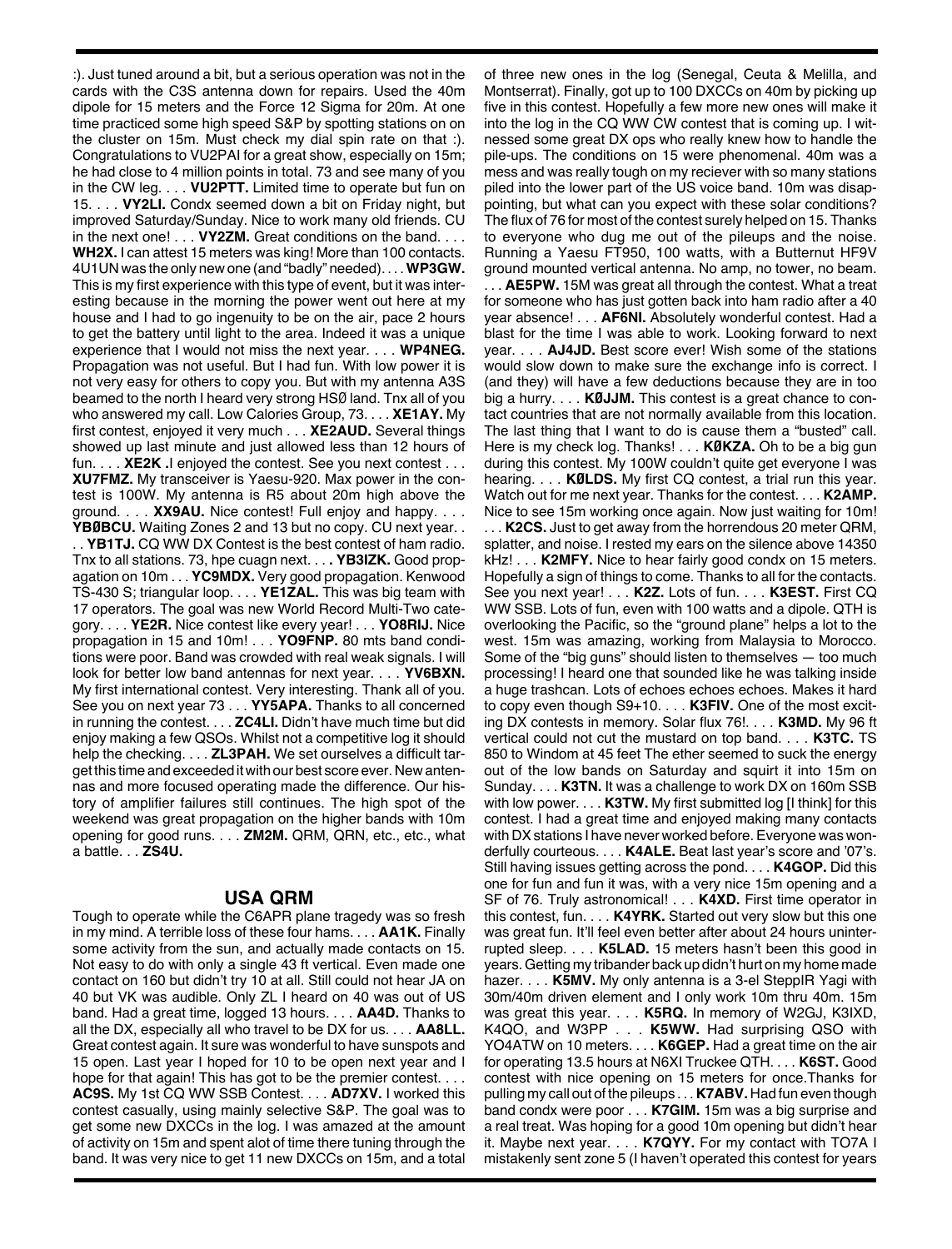:). Just tuned around a bit, but a serious operation was not in the cards with the C3S antenna down for repairs. Used the 40m dipole for 15 meters and the Force 12 Sigma for 20m. At one time practiced some high speed S&P by spotting stations on on the cluster on 15m. Must check my dial spin rate on that :). Congratulations to VU2PAI for a great show, especially on 15m; he had close to 4 million points in total. 73 and see many of you in the CW leg. . . . **VU2PTT.** Limited time to operate but fun on 15. . . . **VY2LI.** Condx seemed down a bit on Friday night, but improved Saturday/Sunday. Nice to work many old friends. CU in the next one! . . . **VY2ZM.** Great conditions on the band. . . . **WH2X.** I can attest 15 meters was king! More than 100 contacts. 4U1UN was the only new one (and "badly" needed). . . . **WP3GW.** This is my first experience with this type of event, but it was interesting because in the morning the power went out here at my house and I had to go ingenuity to be on the air, pace 2 hours to get the battery until light to the area. Indeed it was a unique experience that I would not miss the next year. . . . **WP4NEG.** Propagation was not useful. But I had fun. With low power it is not very easy for others to copy you. But with my antenna A3S beamed to the north I heard very strong HSØ land. Tnx all of you who answered my call. Low Calories Group, 73. . . . **XE1AY.** My first contest, enjoyed it very much . . . **XE2AUD.** Several things showed up last minute and just allowed less than 12 hours of fun. . . . **XE2K .**I enjoyed the contest. See you next contest . . . **XU7FMZ.** My transceiver is Yaesu-920. Max power in the contest is 100W. My antenna is R5 about 20m high above the ground. . . . **XX9AU.** Nice contest! Full enjoy and happy. . . . **YBØBCU.** Waiting Zones 2 and 13 but no copy. CU next year. . . . **YB1TJ.** CQ WW DX Contest is the best contest of ham radio. Tnx to all stations. 73, hpe cuagn next. . . **. YB3IZK.** Good propagation on 10m . . . **YC9MDX.** Very good propagation. Kenwood TS-430 S; triangular loop. . . . **YE1ZAL.** This was big team with 17 operators. The goal was new World Record Multi-Two category. . . . **YE2R.** Nice contest like every year! . . . **YO8RIJ.** Nice propagation in 15 and 10m! . . . **YO9FNP.** 80 mts band conditions were poor. Band was crowded with real weak signals. I will look for better low band antennas for next year. . . . **YV6BXN.** My first international contest. Very interesting. Thank all of you. See you on next year 73 . . . **YY5APA.** Thanks to all concerned in running the contest. . . . **ZC4LI.** Didn't have much time but did enjoy making a few QSOs. Whilst not a competitive log it should help the checking. . . . **ZL3PAH.** We set ourselves a difficult target this time and exceeded it with our best score ever. New antennas and more focused operating made the difference. Our history of amplifier failures still continues. The high spot of the weekend was great propagation on the higher bands with 10m opening for good runs. . . . **ZM2M.** QRM, QRN, etc., etc., what a battle. . . **ZS4U.**

## USA QRM

Tough to operate while the C6APR plane tragedy was so fresh in my mind. A terrible loss of these four hams. . . . **AA1K.** Finally some activity from the sun, and actually made contacts on 15. Not easy to do with only a single 43 ft vertical. Even made one contact on 160 but didn't try 10 at all. Still could not hear JA on 40 but VK was audible. Only ZL I heard on 40 was out of US band. Had a great time, logged 13 hours. . . . **AA4D.** Thanks to all the DX, especially all who travel to be DX for us. . . . **AA8LL.** Great contest again. It sure was wonderful to have sunspots and 15 open. Last year I hoped for 10 to be open next year and I hope for that again! This has got to be the premier contest. . . . **AC9S.** My 1st CQ WW SSB Contest. . . . **AD7XV.** I worked this contest casually, using mainly selective S&P. The goal was to get some new DXCCs in the log. I was amazed at the amount of activity on 15m and spent alot of time there tuning through the band. It was very nice to get 11 new DXCCs on 15m, and a total of three new ones in the log (Senegal, Ceuta & Melilla, and Montserrat). Finally, got up to 100 DXCCs on 40m by picking up five in this contest. Hopefully a few more new ones will make it into the log in the CQ WW CW contest that is coming up. I witnessed some great DX ops who really knew how to handle the pile-ups. The conditions on 15 were phenomenal. 40m was a mess and was really tough on my reciever with so many stations piled into the lower part of the US voice band. 10m was disappointing, but what can you expect with these solar conditions? The flux of 76 for most of the contest surely helped on 15. Thanks to everyone who dug me out of the pileups and the noise. Running a Yaesu FT950, 100 watts, with a Butternut HF9V ground mounted vertical antenna. No amp, no tower, no beam. . . . **AE5PW.** 15M was great all through the contest. What a treat for someone who has just gotten back into ham radio after a 40 year absence! . . . **AF6NI.** Absolutely wonderful contest. Had a blast for the time I was able to work. Looking forward to next year. . . . **AJ4JD.** Best score ever! Wish some of the stations would slow down to make sure the exchange info is correct. I (and they) will have a few deductions because they are in too big a hurry. . . . **KØJJM.** This contest is a great chance to contact countries that are not normally available from this location. The last thing that I want to do is cause them a "busted" call. Here is my check log. Thanks! . . . **KØKZA.** Oh to be a big gun during this contest. My 100W couldn't quite get everyone I was hearing. . . . **KØLDS.** My first CQ contest, a trial run this year. Watch out for me next year. Thanks for the contest. . . . **K2AMP.** Nice to see 15m working once again. Now just waiting for 10m! . . . **K2CS.** Just to get away from the horrendous 20 meter QRM, splatter, and noise. I rested my ears on the silence above 14350 kHz! . . . **K2MFY.** Nice to hear fairly good condx on 15 meters. Hopefully a sign of things to come. Thanks to all for the contacts. See you next year! . . . **K2Z.** Lots of fun. . . . **K3EST.** First CQ WW SSB. Lots of fun, even with 100 watts and a dipole. QTH is overlooking the Pacific, so the "ground plane" helps a lot to the west. 15m was amazing, working from Malaysia to Morocco. Some of the "big guns" should listen to themselves — too much processing! I heard one that sounded like he was talking inside a huge trashcan. Lots of echoes echoes echoes. Makes it hard to copy even though S9+10. . . . **K3FIV.** One of the most exciting DX contests in memory. Solar flux 76!. . . . **K3MD.** My 96 ft vertical could not cut the mustard on top band. . . . **K3TC.** TS 850 to Windom at 45 feet The ether seemed to suck the energy out of the low bands on Saturday and squirt it into 15m on Sunday. . . . **K3TN.** It was a challenge to work DX on 160m SSB with low power. . . . **K3TW.** My first submitted log [I think] for this contest. I had a great time and enjoyed making many contacts with DX stations I have never worked before. Everyone was wonderfully courteous. . . . **K4ALE.** Beat last year's score and '07's. Still having issues getting across the pond. . . . **K4GOP.** Did this one for fun and fun it was, with a very nice 15m opening and a SF of 76. Truly astronomical! . . . **K4XD.** First time operator in this contest, fun. . . . **K4YRK.** Started out very slow but this one was great fun. It'll feel even better after about 24 hours uninterrupted sleep. . . . **K5LAD.** 15 meters hasn't been this good in years. Getting my tribander back up didn't hurt on my home made hazer. . . . **K5MV.** My only antenna is a 3-el SteppIR Yagi with 30m/40m driven element and I only work 10m thru 40m. 15m was great this year. . . . **K5RQ.** In memory of W2GJ, K3IXD, K4QO, and W3PP . . . **K5WW.** Had surprising QSO with YO4ATW on 10 meters. . . . **K6GEP.** Had a great time on the air for operating 13.5 hours at N6XI Truckee QTH. . . . **K6ST.** Good contest with nice opening on 15 meters for once.Thanks for pulling my call out of the pileups . . . **K7ABV.** Had fun even though band condx were poor . . . **K7GIM.** 15m was a big surprise and a real treat. Was hoping for a good 10m opening but didn't hear it. Maybe next year. . . . **K7QYY.** For my contact with TO7A I mistakenly sent zone 5 (I haven't operated this contest for years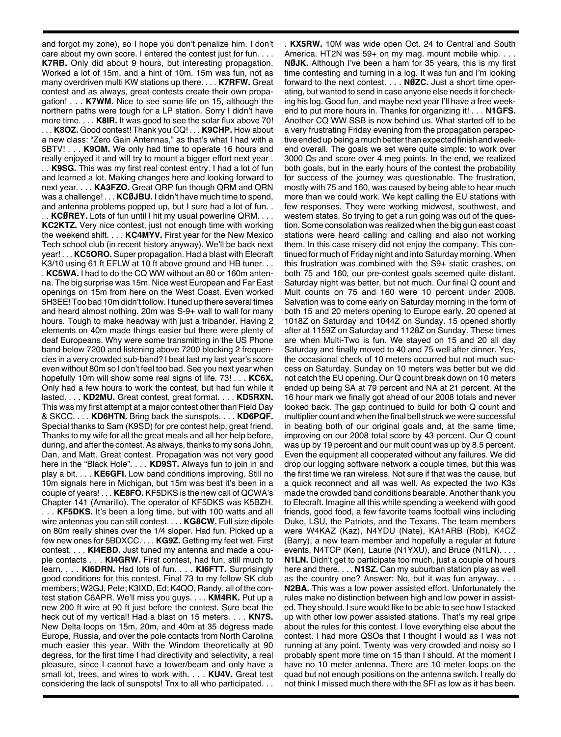and forgot my zone), so I hope you don't penalize him. I don't care about my own score. I entered the contest just for fun. . . . **K7RB.** Only did about 9 hours, but interesting propagation. Worked a lot of 15m, and a hint of 10m. 15m was fun, not as many overdriven multi KW stations up there. . . . **K7RFW.** Great contest and as always, great contests create their own propagation! . . . **K7WM.** Nice to see some life on 15, although the northern paths were tough for a LP station. Sorry I didn't have more time. . . . **K8IR.** It was good to see the solar flux above 70! . . . **K8OZ.** Good contest! Thank you CQ! . . . **K9CHP.** How about a new class: "Zero Gain Antennas," as that's what I had with a 5BTV! . . . **K9OM.** We only had time to operate 16 hours and really enjoyed it and will try to mount a bigger effort next year . . . **K9SG.** This was my first real contest entry. I had a lot of fun and learned a lot. Making changes here and looking forward to next year. . . . **KA3FZO.** Great QRP fun though QRM and QRN was a challenge! . . . **KCØJBU.** I didn't have much time to spend, and antenna problems popped up, but I sure had a lot of fun. . . . **KCØREY.** Lots of fun until I hit my usual powerline QRM. . . . **KC2KTZ.** Very nice contest, just not enough time with working the weekend shift. . . . **KC4MYV.** First year for the New Mexico Tech school club (in recent history anyway). We'll be back next year! . . . **KC5ORO.** Super propagation. Had a blast with Elecraft K3/10 using 61 ft EFLW at 10 ft above ground and HB tuner. . . . **KC5WA.** I had to do the CQ WW without an 80 or 160m antenna. The big surprise was 15m. Nice west European and Far East openings on 15m from here on the West Coast. Even worked 5H3EE! Too bad 10m didn't follow. I tuned up there several times and heard almost nothing. 20m was S-9+ wall to wall for many hours. Tough to make headway with just a tribander. Having 2 elements on 40m made things easier but there were plenty of deaf Europeans. Why were some transmitting in the US Phone band below 7200 and listening above 7200 blocking 2 frequencies in a very crowded sub-band? I beat last my last year's score even without 80m so I don't feel too bad. See you next year when hopefully 10m will show some real signs of life. 73! . . . **KC6X.** Only had a few hours to work the contest, but had fun while it lasted. . . . **KD2MU.** Great contest, great format. . . . **KD5RXN.** This was my first attempt at a major contest other than Field Day & SKCC. . . . **KD6HTN.** Bring back the sunspots. . . . **KD6PQF.** Special thanks to Sam (K9SD) for pre contest help, great friend. Thanks to my wife for all the great meals and all her help before, during, and after the contest. As always, thanks to my sons John, Dan, and Matt. Great contest. Propagation was not very good here in the "Black Hole". . . . **KD9ST.** Always fun to join in and play a bit. . . . **KE6GFI.** Low band conditions improving. Still no 10m signals here in Michigan, but 15m was best it's been in a couple of years! . . . **KE8FO.** KF5DKS is the new call of QCWA's Chapter 141 (Amarillo). The operator of KF5DKS was K5BZH. . . . **KF5DKS.** It's been a long time, but with 100 watts and all wire antennas you can still contest. . . . **KG8CW.** Full size dipole on 80m really shines over the 1/4 sloper. Had fun. Picked up a few new ones for 5BDXCC. . . . **KG9Z.** Getting my feet wet. First contest. . . . **KI4EBD.** Just tuned my antenna and made a couple contacts . . . **KI4GRW.** First contest, had fun, still much to learn. . . . **KI6DRN.** Had lots of fun. . . . **KI6FTT.** Surprisingly good conditions for this contest. Final 73 to my fellow SK club members; W2GJ, Pete; K3IXD, Ed; K4QO, Randy, all of the contest station C6APR. We'll miss you guys. . . . **KM4RK.** Put up a new 200 ft wire at 90 ft just before the contest. Sure beat the heck out of my vertical! Had a blast on 15 meters. . . . **KN7S.** New Delta loops on 15m, 20m, and 40m at 35 degress made Europe, Russia, and over the pole contacts from North Carolina much easier this year. With the Windom theoretically at 90 degress, for the first time I had directivity and selectivity, a real pleasure, since I cannot have a tower/beam and only have a small lot, trees, and wires to work with. . . . **KU4V.** Great test considering the lack of sunspots! Tnx to all who participated. . . . **KX5RW.** 10M was wide open Oct. 24 to Central and South America. HT2N was 59+ on my mag. mount mobile whip. . . . **NØJK.** Although I've been a ham for 35 years, this is my first time contesting and turning in a log. It was fun and I'm looking forward to the next contest. . . . **NØZC.** Just a short time operating, but wanted to send in case anyone else needs it for checking his log. Good fun, and maybe next year I'll have a free weekend to put more hours in. Thanks for organizing it! . . . **N1GFS.** Another CQ WW SSB is now behind us. What started off to be a very frustrating Friday evening from the propagation perspective ended up being a much better than expected finish and weekend overall. The goals we set were quite simple: to work over 3000 Qs and score over 4 meg points. In the end, we realized both goals, but in the early hours of the contest the probability for success of the journey was questionable. The frustration, mostly with 75 and 160, was caused by being able to hear much more than we could work. We kept calling the EU stations with few responses. They were working midwest, southwest, and western states. So trying to get a run going was out of the question. Some consolation was realized when the big gun east coast stations were heard calling and calling and also not working them. In this case misery did not enjoy the company. This continued for much of Friday night and into Saturday morning. When this frustration was combined with the S9+ static crashes, on both 75 and 160, our pre-contest goals seemed quite distant. Saturday night was better, but not much. Our final Q count and Mult counts on 75 and 160 were 10 percent under 2008. Salvation was to come early on Saturday morning in the form of both 15 and 20 meters opening to Europe early. 20 opened at 1018Z on Saturday and 1044Z on Sunday. 15 opened shortly after at 1159Z on Saturday and 1128Z on Sunday. These times are when Multi-Two is fun. We stayed on 15 and 20 all day Saturday and finally moved to 40 and 75 well after dinner. Yes, the occasional check of 10 meters occurred but not much success on Saturday. Sunday on 10 meters was better but we did not catch the EU opening. Our Q count break down on 10 meters ended up being SA at 79 percent and NA at 21 percent. At the 16 hour mark we finally got ahead of our 2008 totals and never looked back. The gap continued to build for both Q count and multiplier count and when the final bell struck we were successful in beating both of our original goals and, at the same time, improving on our 2008 total score by 43 percent. Our Q count was up by 19 percent and our mult count was up by 8.5 percent. Even the equipment all cooperated without any failures. We did drop our logging software network a couple times, but this was the first time we ran wireless. Not sure if that was the cause, but a quick reconnect and all was well. As expected the two K3s made the crowded band conditions bearable. Another thank you to Elecraft. Imagine all this while spending a weekend with good friends, good food, a few favorite teams football wins including Duke, LSU, the Patriots, and the Texans. The team members were W4KAZ (Kaz), N4YDU (Nate), KA1ARB (Rob), K4CZ (Barry), a new team member and hopefully a regular at future events, N4TCP (Ken), Laurie (N1YXU), and Bruce (N1LN). . . . **N1LN.** Didn't get to participate too much, just a couple of hours here and there. . . . **N1SZ.** Can my suburban station play as well as the country one? Answer: No, but it was fun anyway. . . . **N2BA.** This was a low power assisted effort. Unfortunately the rules make no distinction between high and low power in assisted. They should. I sure would like to be able to see how I stacked up with other low power assisted stations. That's my real gripe about the rules for this contest. I love everything else about the contest. I had more QSOs that I thought I would as I was not running at any point. Twenty was very crowded and noisy so I probably spent more time on 15 than I should. At the moment I have no 10 meter antenna. There are 10 meter loops on the quad but not enough positions on the antenna switch. I really do not think I missed much there with the SFI as low as it has been.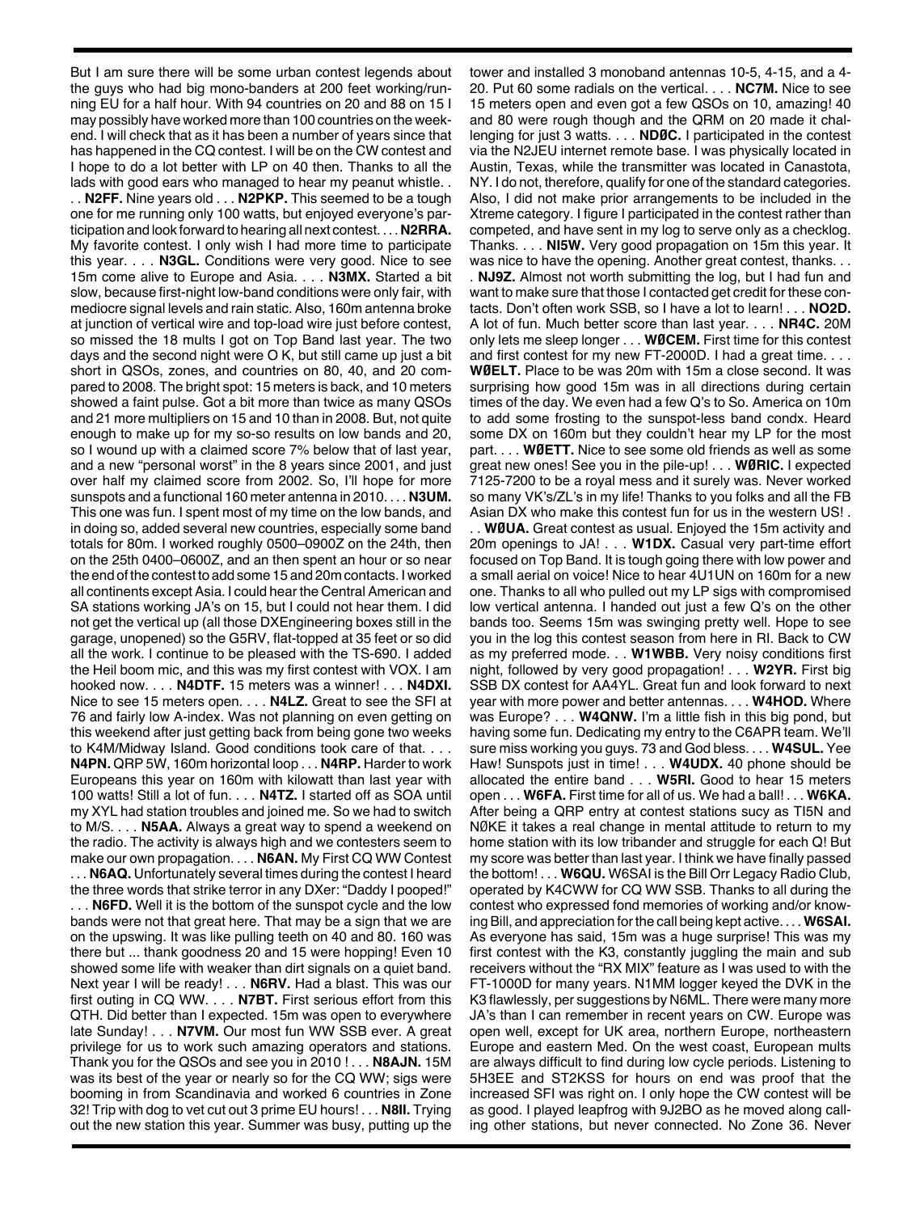But I am sure there will be some urban contest legends about the guys who had big mono-banders at 200 feet working/running EU for a half hour. With 94 countries on 20 and 88 on 15 I may possibly have worked more than 100 countries on the weekend. I will check that as it has been a number of years since that has happened in the CQ contest. I will be on the CW contest and I hope to do a lot better with LP on 40 then. Thanks to all the lads with good ears who managed to hear my peanut whistle. . . . **N2FF.** Nine years old . . . **N2PKP.** This seemed to be a tough one for me running only 100 watts, but enjoyed everyone's participation and look forward to hearing all next contest. . . . **N2RRA.** My favorite contest. I only wish I had more time to participate this year. . . . **N3GL.** Conditions were very good. Nice to see 15m come alive to Europe and Asia. . . . **N3MX.** Started a bit slow, because first-night low-band conditions were only fair, with mediocre signal levels and rain static. Also, 160m antenna broke at junction of vertical wire and top-load wire just before contest, so missed the 18 mults I got on Top Band last year. The two days and the second night were O K, but still came up just a bit short in QSOs, zones, and countries on 80, 40, and 20 compared to 2008. The bright spot: 15 meters is back, and 10 meters showed a faint pulse. Got a bit more than twice as many QSOs and 21 more multipliers on 15 and 10 than in 2008. But, not quite enough to make up for my so-so results on low bands and 20, so I wound up with a claimed score 7% below that of last year, and a new "personal worst" in the 8 years since 2001, and just over half my claimed score from 2002. So, I'll hope for more sunspots and a functional 160 meter antenna in 2010. . . . **N3UM.** This one was fun. I spent most of my time on the low bands, and in doing so, added several new countries, especially some band totals for 80m. I worked roughly 0500–0900Z on the 24th, then on the 25th 0400–0600Z, and an then spent an hour or so near the end of the contest to add some 15 and 20m contacts. I worked all continents except Asia. I could hear the Central American and SA stations working JA's on 15, but I could not hear them. I did not get the vertical up (all those DXEngineering boxes still in the garage, unopened) so the G5RV, flat-topped at 35 feet or so did all the work. I continue to be pleased with the TS-690. I added the Heil boom mic, and this was my first contest with VOX. I am hooked now. . . . **N4DTF.** 15 meters was a winner! . . . **N4DXI.** Nice to see 15 meters open. . . . **N4LZ.** Great to see the SFI at 76 and fairly low A-index. Was not planning on even getting on this weekend after just getting back from being gone two weeks to K4M/Midway Island. Good conditions took care of that. . . . **N4PN.** QRP 5W, 160m horizontal loop . . . **N4RP.** Harder to work Europeans this year on 160m with kilowatt than last year with 100 watts! Still a lot of fun. . . . **N4TZ.** I started off as SOA until my XYL had station troubles and joined me. So we had to switch to M/S. . . . **N5AA.** Always a great way to spend a weekend on the radio. The activity is always high and we contesters seem to make our own propagation. . . . **N6AN.** My First CQ WW Contest . . . **N6AQ.** Unfortunately several times during the contest I heard the three words that strike terror in any DXer: "Daddy I pooped!" . . . **N6FD.** Well it is the bottom of the sunspot cycle and the low bands were not that great here. That may be a sign that we are on the upswing. It was like pulling teeth on 40 and 80. 160 was there but ... thank goodness 20 and 15 were hopping! Even 10 showed some life with weaker than dirt signals on a quiet band. Next year I will be ready! . . . **N6RV.** Had a blast. This was our first outing in CQ WW. . . . **N7BT.** First serious effort from this QTH. Did better than I expected. 15m was open to everywhere late Sunday! . . . **N7VM.** Our most fun WW SSB ever. A great privilege for us to work such amazing operators and stations. Thank you for the QSOs and see you in 2010 ! . . . **N8AJN.** 15M was its best of the year or nearly so for the CQ WW; sigs were booming in from Scandinavia and worked 6 countries in Zone 32! Trip with dog to vet cut out 3 prime EU hours! . . . **N8II.** Trying out the new station this year. Summer was busy, putting up the tower and installed 3 monoband antennas 10-5, 4-15, and a 4-20. Put 60 some radials on the vertical. . . . **NC7M.** Nice to see 15 meters open and even got a few QSOs on 10, amazing! 40 and 80 were rough though and the QRM on 20 made it challenging for just 3 watts. . . . **NDØC.** I participated in the contest via the N2JEU internet remote base. I was physically located in Austin, Texas, while the transmitter was located in Canastota, NY. I do not, therefore, qualify for one of the standard categories. Also, I did not make prior arrangements to be included in the Xtreme category. I figure I participated in the contest rather than competed, and have sent in my log to serve only as a checklog. Thanks. . . . **NI5W.** Very good propagation on 15m this year. It was nice to have the opening. Another great contest, thanks. . . . **NJ9Z.** Almost not worth submitting the log, but I had fun and want to make sure that those I contacted get credit for these contacts. Don't often work SSB, so I have a lot to learn! . . . **NO2D.** A lot of fun. Much better score than last year. . . . **NR4C.** 20M only lets me sleep longer . . . **WØCEM.** First time for this contest and first contest for my new FT-2000D. I had a great time. . . . **WØELT.** Place to be was 20m with 15m a close second. It was surprising how good 15m was in all directions during certain times of the day. We even had a few Q's to So. America on 10m to add some frosting to the sunspot-less band condx. Heard some DX on 160m but they couldn't hear my LP for the most part. . . . **WØETT.** Nice to see some old friends as well as some great new ones! See you in the pile-up! . . . **WØRIC.** I expected 7125-7200 to be a royal mess and it surely was. Never worked so many VK's/ZL's in my life! Thanks to you folks and all the FB Asian DX who make this contest fun for us in the western US! . . . **WØUA.** Great contest as usual. Enjoyed the 15m activity and 20m openings to JA! . . . **W1DX.** Casual very part-time effort focused on Top Band. It is tough going there with low power and a small aerial on voice! Nice to hear 4U1UN on 160m for a new one. Thanks to all who pulled out my LP sigs with compromised low vertical antenna. I handed out just a few Q's on the other bands too. Seems 15m was swinging pretty well. Hope to see you in the log this contest season from here in RI. Back to CW as my preferred mode. . . **W1WBB.** Very noisy conditions first night, followed by very good propagation! . . . **W2YR.** First big SSB DX contest for AA4YL. Great fun and look forward to next year with more power and better antennas. . . . **W4HOD.** Where was Europe? . . . **W4QNW.** I'm a little fish in this big pond, but having some fun. Dedicating my entry to the C6APR team. We'll sure miss working you guys. 73 and God bless. . . . **W4SUL.** Yee Haw! Sunspots just in time! . . . **W4UDX.** 40 phone should be allocated the entire band . . . **W5RI.** Good to hear 15 meters open . . . **W6FA.** First time for all of us. We had a ball! . . . **W6KA.** After being a QRP entry at contest stations sucy as TI5N and NØKE it takes a real change in mental attitude to return to my home station with its low tribander and struggle for each Q! But my score was better than last year. I think we have finally passed the bottom! . . . **W6QU.** W6SAI is the Bill Orr Legacy Radio Club, operated by K4CWW for CQ WW SSB. Thanks to all during the contest who expressed fond memories of working and/or knowing Bill, and appreciation for the call being kept active. . . . **W6SAI.** As everyone has said, 15m was a huge surprise! This was my first contest with the K3, constantly juggling the main and sub receivers without the "RX MIX" feature as I was used to with the FT-1000D for many years. N1MM logger keyed the DVK in the K3 flawlessly, per suggestions by N6ML. There were many more JA's than I can remember in recent years on CW. Europe was open well, except for UK area, northern Europe, northeastern Europe and eastern Med. On the west coast, European mults are always difficult to find during low cycle periods. Listening to 5H3EE and ST2KSS for hours on end was proof that the increased SFI was right on. I only hope the CW contest will be as good. I played leapfrog with 9J2BO as he moved along calling other stations, but never connected. No Zone 36. Never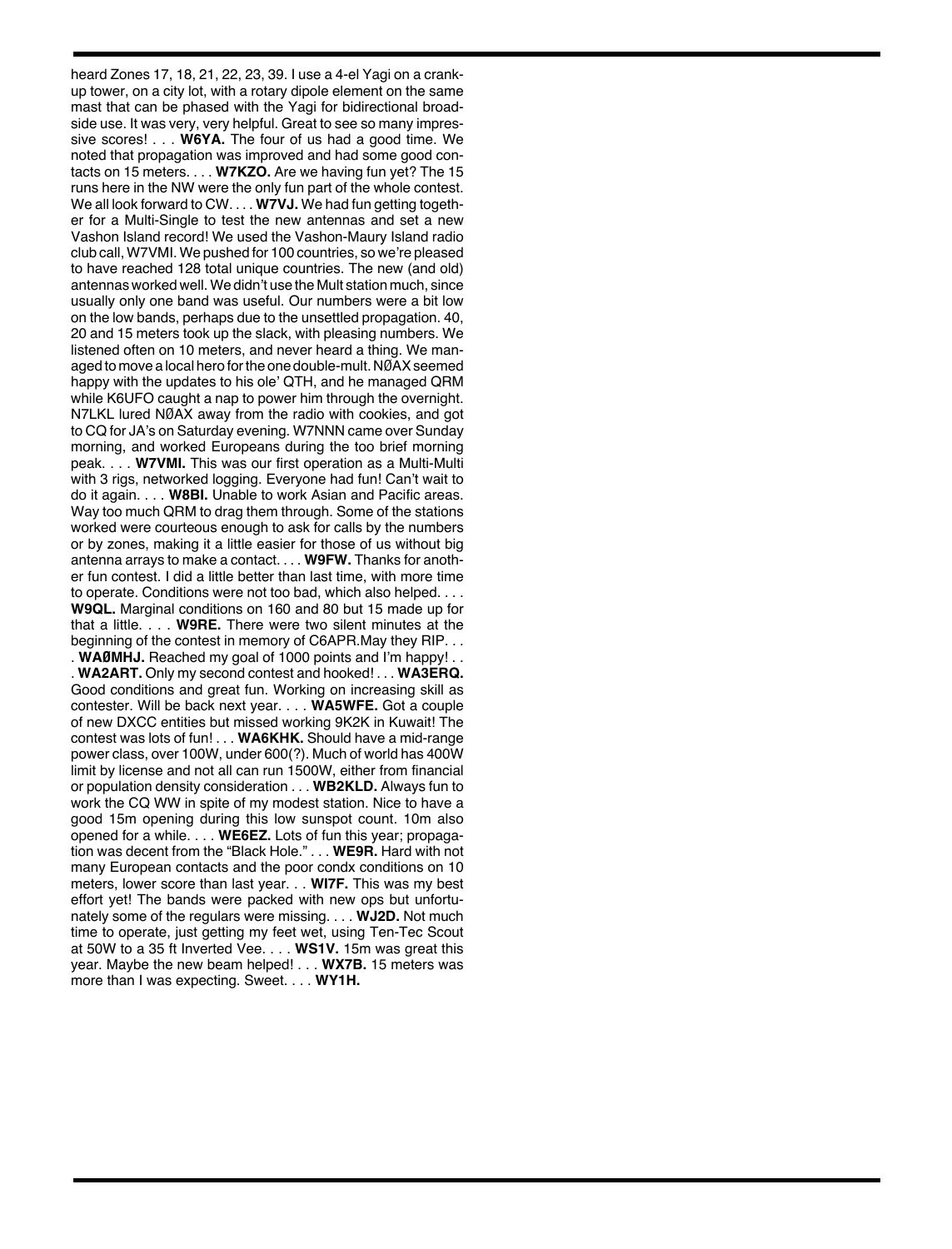heard Zones 17, 18, 21, 22, 23, 39. I use a 4-el Yagi on a crank-up tower, on a city lot, with a rotary dipole element on the same mast that can be phased with the Yagi for bidirectional broadside use. It was very, very helpful. Great to see so many impressive scores! . . . **W6YA.** The four of us had a good time. We noted that propagation was improved and had some good contacts on 15 meters. . . . **W7KZO.** Are we having fun yet? The 15 runs here in the NW were the only fun part of the whole contest. We all look forward to CW. . . . **W7VJ.** We had fun getting together for a Multi-Single to test the new antennas and set a new Vashon Island record! We used the Vashon-Maury Island radio club call, W7VMI. We pushed for 100 countries, so we're pleased to have reached 128 total unique countries. The new (and old) antennas worked well. We didn't use the Mult station much, since usually only one band was useful. Our numbers were a bit low on the low bands, perhaps due to the unsettled propagation. 40, 20 and 15 meters took up the slack, with pleasing numbers. We listened often on 10 meters, and never heard a thing. We managed to move a local hero for the one double-mult. NØAX seemed happy with the updates to his ole' QTH, and he managed QRM while K6UFO caught a nap to power him through the overnight. N7LKL lured NØAX away from the radio with cookies, and got to CQ for JA's on Saturday evening. W7NNN came over Sunday morning, and worked Europeans during the too brief morning peak. . . . **W7VMI.** This was our first operation as a Multi-Multi with 3 rigs, networked logging. Everyone had fun! Can't wait to do it again. . . . **W8BI.** Unable to work Asian and Pacific areas. Way too much QRM to drag them through. Some of the stations worked were courteous enough to ask for calls by the numbers or by zones, making it a little easier for those of us without big antenna arrays to make a contact. . . . **W9FW.** Thanks for another fun contest. I did a little better than last time, with more time to operate. Conditions were not too bad, which also helped. . . . **W9QL.** Marginal conditions on 160 and 80 but 15 made up for that a little. . . . **W9RE.** There were two silent minutes at the beginning of the contest in memory of C6APR.May they RIP. . . . **WAØMHJ.** Reached my goal of 1000 points and I'm happy! . . . **WA2ART.** Only my second contest and hooked! . . . **WA3ERQ.** Good conditions and great fun. Working on increasing skill as contester. Will be back next year. . . . **WA5WFE.** Got a couple of new DXCC entities but missed working 9K2K in Kuwait! The contest was lots of fun! . . . **WA6KHK.** Should have a mid-range power class, over 100W, under 600(?). Much of world has 400W limit by license and not all can run 1500W, either from financial or population density consideration . . . **WB2KLD.** Always fun to work the CQ WW in spite of my modest station. Nice to have a good 15m opening during this low sunspot count. 10m also opened for a while. . . . **WE6EZ.** Lots of fun this year; propagation was decent from the "Black Hole." . . . **WE9R.** Hard with not many European contacts and the poor condx conditions on 10 meters, lower score than last year. . . **WI7F.** This was my best effort yet! The bands were packed with new ops but unfortunately some of the regulars were missing. . . . **WJ2D.** Not much time to operate, just getting my feet wet, using Ten-Tec Scout at 50W to a 35 ft Inverted Vee. . . . **WS1V.** 15m was great this year. Maybe the new beam helped! . . . **WX7B.** 15 meters was more than I was expecting. Sweet. . . . **WY1H.**